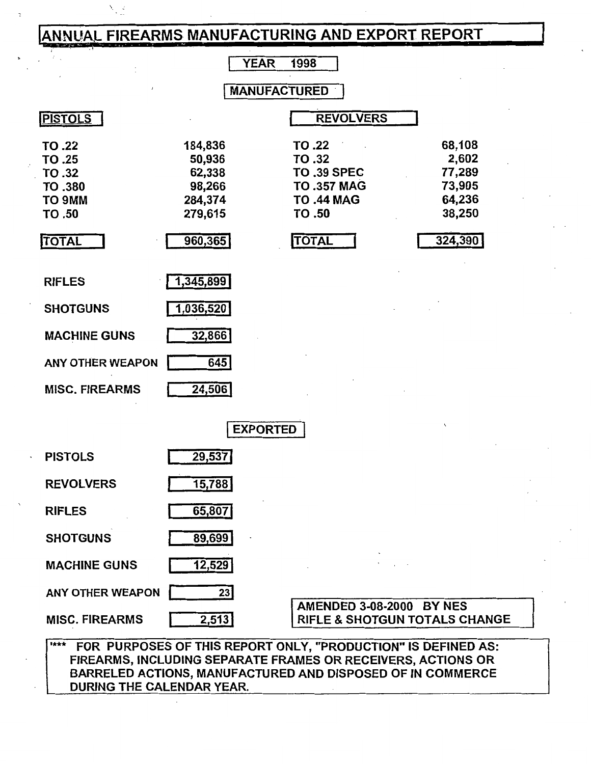# ANNUAL FIREARMS MANUFACTURING AND EXPORT REPORT

**YEAR 1998**

## MANUFACTURED

| PISTOLS | | REVOLVERS | |
|---|---|---|---|
| TO .22 | 184,836 | TO .22 | 68,108 |
| TO .25 | 50,936 | TO .32 | 2,602 |
| TO .32 | 62,338 | TO .39 SPEC | 77,289 |
| TO .380 | 98,266 | TO .357 MAG | 73,905 |
| TO 9MM | 284,374 | TO .44 MAG | 64,236 |
| TO .50 | 279,615 | TO .50 | 38,250 |
| TOTAL | 960,365 | TOTAL | 324,390 |

| | |
|---|---|
| RIFLES | 1,345,899 |
| SHOTGUNS | 1,036,520 |
| MACHINE GUNS | 32,866 |
| ANY OTHER WEAPON | 645 |
| MISC. FIREARMS | 24,506 |

## EXPORTED

| | |
|---|---|
| PISTOLS | 29,537 |
| REVOLVERS | 15,788 |
| RIFLES | 65,807 |
| SHOTGUNS | 89,699 |
| MACHINE GUNS | 12,529 |
| ANY OTHER WEAPON | 23 |
| MISC. FIREARMS | 2,513 |

AMENDED 3-08-2000 BY NES
RIFLE & SHOTGUN TOTALS CHANGE

*** FOR PURPOSES OF THIS REPORT ONLY, "PRODUCTION" IS DEFINED AS: FIREARMS, INCLUDING SEPARATE FRAMES OR RECEIVERS, ACTIONS OR BARRELED ACTIONS, MANUFACTURED AND DISPOSED OF IN COMMERCE DURING THE CALENDAR YEAR.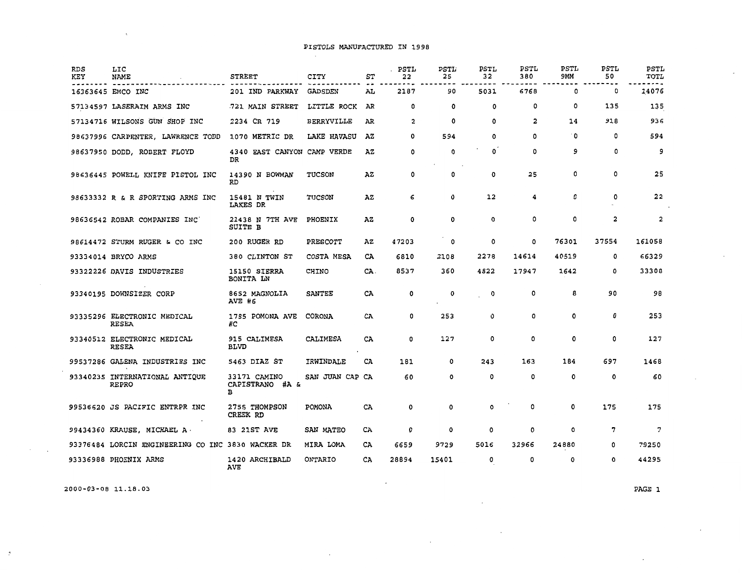# PISTOLS MANUFACTURED IN 1998

| RDS KEY | LIC NAME | STREET | CITY | ST | PSTL 22 | PSTL 25 | PSTL 32 | PSTL 380 | PSTL 9MM | PSTL 50 | PSTL TOTL |
|---|---|---|---|---|---|---|---|---|---|---|---|
| 16363645 | EMCO INC | 201 IND PARKWAY | GADSDEN | AL | 2187 | 90 | 5031 | 6768 | 0 | 0 | 14076 |
| 57134597 | LASERAIM ARMS INC | 721 MAIN STREET | LITTLE ROCK | AR | 0 | 0 | 0 | 0 | 0 | 135 | 135 |
| 57134716 | WILSONS GUN SHOP INC | 2234 CR 719 | BERRYVILLE | AR | 2 | 0 | 0 | 2 | 14 | 918 | 936 |
| 98637996 | CARPENTER, LAWRENCE TODD | 1070 METRIC DR | LAKE HAVASU | AZ | 0 | 594 | 0 | 0 | 0 | 0 | 594 |
| 98637950 | DODD, ROBERT FLOYD | 4340 EAST CANYON DR | CAMP VERDE | AZ | 0 | 0 | 0 | 0 | 9 | 0 | 9 |
| 98636445 | POWELL KNIFE PISTOL INC | 14390 N BOWMAN RD | TUCSON | AZ | 0 | 0 | 0 | 25 | 0 | 0 | 25 |
| 98633332 | R & R SPORTING ARMS INC | 15481 N TWIN LAKES DR | TUCSON | AZ | 6 | 0 | 12 | 4 | 0 | 0 | 22 |
| 98636542 | ROBAR COMPANIES INC | 21438 N 7TH AVE SUITE B | PHOENIX | AZ | 0 | 0 | 0 | 0 | 0 | 2 | 2 |
| 98614472 | STURM RUGER & CO INC | 200 RUGER RD | PRESCOTT | AZ | 47203 | 0 | 0 | 0 | 76301 | 37554 | 161058 |
| 93334014 | BRYCO ARMS | 380 CLINTON ST | COSTA MESA | CA | 6810 | 2108 | 2278 | 14614 | 40519 | 0 | 66329 |
| 93322226 | DAVIS INDUSTRIES | 15150 SIERRA BONITA LN | CHINO | CA | 8537 | 360 | 4822 | 17947 | 1642 | 0 | 33308 |
| 93340195 | DOWNSIZER CORP | 8652 MAGNOLIA AVE #6 | SANTEE | CA | 0 | 0 | 0 | 0 | 8 | 90 | 98 |
| 93335296 | ELECTRONIC MEDICAL RESEA | 1785 POMONA AVE #C | CORONA | CA | 0 | 253 | 0 | 0 | 0 | 0 | 253 |
| 93340512 | ELECTRONIC MEDICAL RESEA | 915 CALIMESA BLVD | CALIMESA | CA | 0 | 127 | 0 | 0 | 0 | 0 | 127 |
| 99537286 | GALENA INDUSTRIES INC | 5463 DIAZ ST | IRWINDALE | CA | 181 | 0 | 243 | 163 | 184 | 697 | 1468 |
| 93340235 | INTERNATIONAL ANTIQUE REPRO | 33171 CAMINO CAPISTRANO #A & B | SAN JUAN CAP | CA | 60 | 0 | 0 | 0 | 0 | 0 | 60 |
| 99536620 | JS PACIFIC ENTRPR INC | 2755 THOMPSON CREEK RD | POMONA | CA | 0 | 0 | 0 | 0 | 0 | 175 | 175 |
| 99434360 | KRAUSE, MICHAEL A | 83 21ST AVE | SAN MATEO | CA | 0 | 0 | 0 | 0 | 0 | 7 | 7 |
| 93376484 | LORCIN ENGINEERING CO INC | 3830 WACKER DR | MIRA LOMA | CA | 6659 | 9729 | 5016 | 32966 | 24880 | 0 | 79250 |
| 93336988 | PHOENIX ARMS | 1420 ARCHIBALD AVE | ONTARIO | CA | 28894 | 15401 | 0 | 0 | 0 | 0 | 44295 |

2000-03-08 11.18.03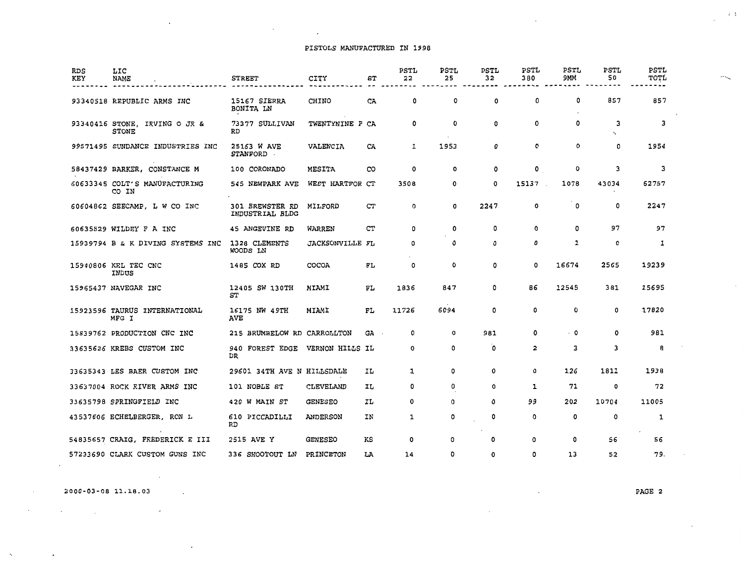# PISTOLS MANUFACTURED IN 1998

| RDS KEY | LIC NAME | STREET | CITY | ST | PSTL 22 | PSTL 25 | PSTL 32 | PSTL 380 | PSTL 9MM | PSTL 50 | PSTL TOTL |
|---|---|---|---|---|---|---|---|---|---|---|---|
| 93340518 | REPUBLIC ARMS INC | 15167 SIERRA BONITA LN | CHINO | CA | 0 | 0 | 0 | 0 | 0 | 857 | 857 |
| 93340416 | STONE, IRVING O JR & STONE | 73377 SULLIVAN RD | TWENTYNINE P | CA | 0 | 0 | 0 | 0 | 0 | 3 | 3 |
| 99571495 | SUNDANCE INDUSTRIES INC | 25163 W AVE STANFORD | VALENCIA | CA | 1 | 1953 | 0 | 0 | 0 | 0 | 1954 |
| 58437429 | BARKER, CONSTANCE M | 100 CORONADO | MESITA | CO | 0 | 0 | 0 | 0 | 0 | 3 | 3 |
| 60633345 | COLT'S MANUFACTURING CO IN | 545 NEWPARK AVE | WEST HARTFOR | CT | 3508 | 0 | 0 | 15137 | 1078 | 43034 | 62757 |
| 60604862 | SEECAMP, L W CO INC | 301 BREWSTER RD INDUSTRIAL BLDG | MILFORD | CT | 0 | 0 | 2247 | 0 | 0 | 0 | 2247 |
| 60635829 | WILDEY F A INC | 45 ANGEVINE RD | WARREN | CT | 0 | 0 | 0 | 0 | 0 | 97 | 97 |
| 15939794 | B & K DIVING SYSTEMS INC | 1328 CLEMENTS WOODS LN | JACKSONVILLE | FL | 0 | 0 | 0 | 0 | 1 | 0 | 1 |
| 15940806 | KEL TEC CNC INDUS | 1485 COX RD | COCOA | FL | 0 | 0 | 0 | 0 | 16674 | 2565 | 19239 |
| 15965437 | NAVEGAR INC | 12405 SW 130TH ST | MIAMI | FL | 1836 | 847 | 0 | 86 | 12545 | 381 | 15695 |
| 15923596 | TAURUS INTERNATIONAL MFG I | 16175 NW 49TH AVE | MIAMI | FL | 11726 | 6094 | 0 | 0 | 0 | 0 | 17820 |
| 15839762 | PRODUCTION CNC INC | 215 BRUMBELOW RD | CARROLLTON | GA | 0 | 0 | 981 | 0 | 0 | 0 | 981 |
| 33635626 | KREBS CUSTOM INC | 940 FOREST EDGE DR | VERNON HILLS | IL | 0 | 0 | 0 | 2 | 3 | 3 | 8 |
| 33635343 | LES BAER CUSTOM INC | 29601 34TH AVE N | HILLSDALE | IL | 1 | 0 | 0 | 0 | 126 | 1811 | 1938 |
| 33637004 | ROCK RIVER ARMS INC | 101 NOBLE ST | CLEVELAND | IL | 0 | 0 | 0 | 1 | 71 | 0 | 72 |
| 33635798 | SPRINGFIELD INC | 420 W MAIN ST | GENESEO | IL | 0 | 0 | 0 | 99 | 202 | 10704 | 11005 |
| 43537606 | ECHELBERGER, RON L | 610 PICCADILLI RD | ANDERSON | IN | 1 | 0 | 0 | 0 | 0 | 0 | 1 |
| 54835657 | CRAIG, FREDERICK E III | 2515 AVE Y | GENESEO | KS | 0 | 0 | 0 | 0 | 0 | 56 | 56 |
| 57233690 | CLARK CUSTOM GUNS INC | 336 SHOOTOUT LN | PRINCETON | LA | 14 | 0 | 0 | 0 | 13 | 52 | 79 |

2000-03-08 11.18.03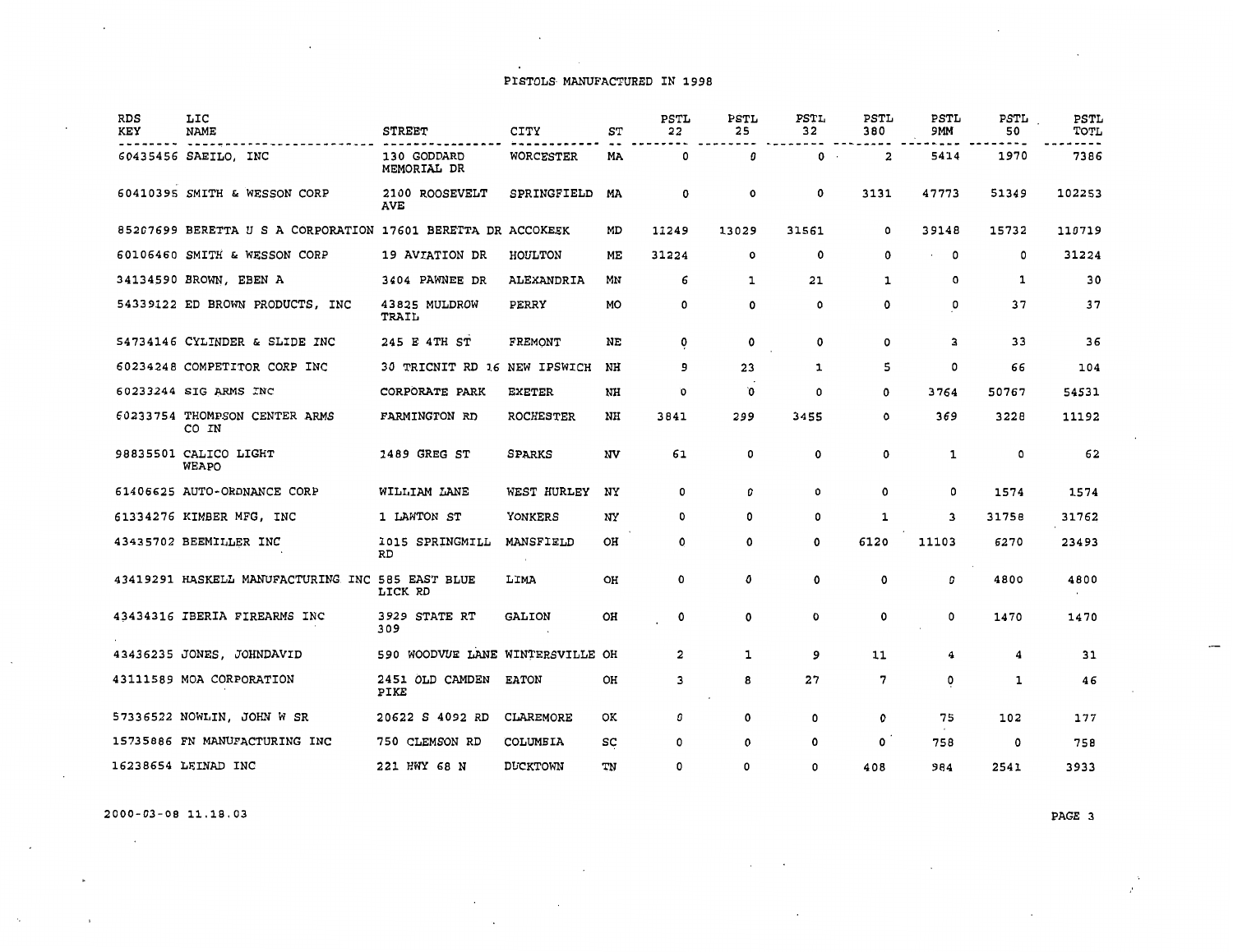# PISTOLS MANUFACTURED IN 1998

| RDS KEY | LIC NAME | STREET | CITY | ST | PSTL 22 | PSTL 25 | PSTL 32 | PSTL 380 | PSTL 9MM | PSTL 50 | PSTL TOTL |
|---|---|---|---|---|---|---|---|---|---|---|---|
| 60435456 | SAEILO, INC | 130 GODDARD MEMORIAL DR | WORCESTER | MA | 0 | 0 | 0 | 2 | 5414 | 1970 | 7386 |
| 60410395 | SMITH & WESSON CORP | 2100 ROOSEVELT AVE | SPRINGFIELD | MA | 0 | 0 | 0 | 3131 | 47773 | 51349 | 102253 |
| 85207699 | BERETTA U S A CORPORATION | 17601 BERETTA DR | ACCOKEEK | MD | 11249 | 13029 | 31561 | 0 | 39148 | 15732 | 110719 |
| 60106460 | SMITH & WESSON CORP | 19 AVIATION DR | HOULTON | ME | 31224 | 0 | 0 | 0 | 0 | 0 | 31224 |
| 34134590 | BROWN, EBEN A | 3404 PAWNEE DR | ALEXANDRIA | MN | 6 | 1 | 21 | 1 | 0 | 1 | 30 |
| 54339122 | ED BROWN PRODUCTS, INC | 43825 MULDROW TRAIL | PERRY | MO | 0 | 0 | 0 | 0 | 0 | 37 | 37 |
| 54734146 | CYLINDER & SLIDE INC | 245 E 4TH ST | FREMONT | NE | 0 | 0 | 0 | 0 | 3 | 33 | 36 |
| 60234248 | COMPETITOR CORP INC | 30 TRICNIT RD 16 | NEW IPSWICH | NH | 9 | 23 | 1 | 5 | 0 | 66 | 104 |
| 60233244 | SIG ARMS INC | CORPORATE PARK | EXETER | NH | 0 | 0 | 0 | 0 | 3764 | 50767 | 54531 |
| 60233754 | THOMPSON CENTER ARMS CO IN | FARMINGTON RD | ROCHESTER | NH | 3841 | 299 | 3455 | 0 | 369 | 3228 | 11192 |
| 98835501 | CALICO LIGHT WEAPO | 1489 GREG ST | SPARKS | NV | 61 | 0 | 0 | 0 | 1 | 0 | 62 |
| 61406625 | AUTO-ORDNANCE CORP | WILLIAM LANE | WEST HURLEY | NY | 0 | 0 | 0 | 0 | 0 | 1574 | 1574 |
| 61334276 | KIMBER MFG, INC | 1 LAWTON ST | YONKERS | NY | 0 | 0 | 0 | 1 | 3 | 31758 | 31762 |
| 43435702 | BEEMILLER INC | 1015 SPRINGMILL RD | MANSFIELD | OH | 0 | 0 | 0 | 6120 | 11103 | 6270 | 23493 |
| 43419291 | HASKELL MANUFACTURING INC | 585 EAST BLUE LICK RD | LIMA | OH | 0 | 0 | 0 | 0 | 0 | 4800 | 4800 |
| 43434316 | IBERIA FIREARMS INC | 3929 STATE RT 309 | GALION | OH | 0 | 0 | 0 | 0 | 0 | 1470 | 1470 |
| 43436235 | JONES, JOHNDAVID | 590 WOODVUE LANE | WINTERSVILLE | OH | 2 | 1 | 9 | 11 | 4 | 4 | 31 |
| 43111589 | MOA CORPORATION | 2451 OLD CAMDEN PIKE | EATON | OH | 3 | 8 | 27 | 7 | 0 | 1 | 46 |
| 57336522 | NOWLIN, JOHN W SR | 20622 S 4092 RD | CLAREMORE | OK | 0 | 0 | 0 | 0 | 75 | 102 | 177 |
| 15735886 | FN MANUFACTURING INC | 750 CLEMSON RD | COLUMBIA | SC | 0 | 0 | 0 | 0 | 758 | 0 | 758 |
| 16238654 | LEINAD INC | 221 HWY 68 N | DUCKTOWN | TN | 0 | 0 | 0 | 408 | 984 | 2541 | 3933 |

2000-03-08 11.18.03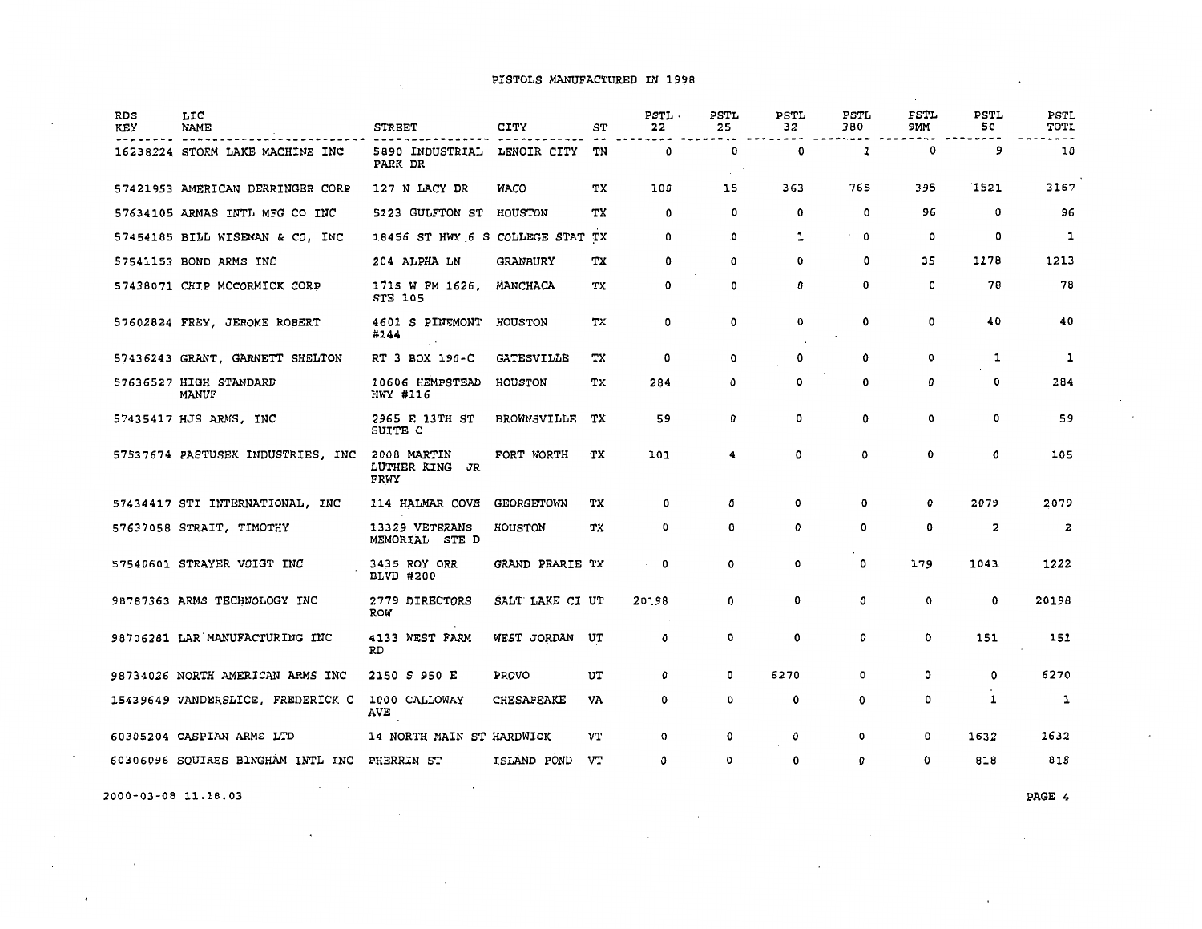# PISTOLS MANUFACTURED IN 1998

| RDS KEY | LIC NAME | STREET | CITY | ST | PSTL 22 | PSTL 25 | PSTL 32 | PSTL 380 | PSTL 9MM | PSTL 50 | PSTL TOTL |
|---|---|---|---|---|---|---|---|---|---|---|---|
| 16238224 | STORM LAKE MACHINE INC | 5890 INDUSTRIAL PARK DR | LENOIR CITY | TN | 0 | 0 | 0 | 1 | 0 | 9 | 10 |
| 57421953 | AMERICAN DERRINGER CORP | 127 N LACY DR | WACO | TX | 108 | 15 | 363 | 765 | 395 | 1521 | 3167 |
| 57634105 | ARMAS INTL MFG CO INC | 5123 GULFTON ST | HOUSTON | TX | 0 | 0 | 0 | 0 | 96 | 0 | 96 |
| 57454185 | BILL WISEMAN & CO, INC | 18456 ST HWY 6 S | COLLEGE STAT | TX | 0 | 0 | 1 | 0 | 0 | 0 | 1 |
| 57541153 | BOND ARMS INC | 204 ALPHA LN | GRANBURY | TX | 0 | 0 | 0 | 0 | 35 | 1178 | 1213 |
| 57438071 | CHIP MCCORMICK CORP | 1715 W FM 1626, STE 105 | MANCHACA | TX | 0 | 0 | 0 | 0 | 0 | 78 | 78 |
| 57602824 | FREY, JEROME ROBERT | 4601 S PINEMONT #144 | HOUSTON | TX | 0 | 0 | 0 | 0 | 0 | 40 | 40 |
| 57436243 | GRANT, GARNETT SHELTON | RT 3 BOX 190-C | GATESVILLE | TX | 0 | 0 | 0 | 0 | 0 | 1 | 1 |
| 57636527 | HIGH STANDARD MANUF | 10606 HEMPSTEAD HWY #116 | HOUSTON | TX | 284 | 0 | 0 | 0 | 0 | 0 | 284 |
| 57435417 | HJS ARMS, INC | 2965 E 13TH ST SUITE C | BROWNSVILLE | TX | 59 | 0 | 0 | 0 | 0 | 0 | 59 |
| 57537674 | PASTUSEK INDUSTRIES, INC | 2008 MARTIN LUTHER KING JR FRWY | FORT WORTH | TX | 101 | 4 | 0 | 0 | 0 | 0 | 105 |
| 57434417 | STI INTERNATIONAL, INC | 114 HALMAR COVE | GEORGETOWN | TX | 0 | 0 | 0 | 0 | 0 | 2079 | 2079 |
| 57637058 | STRAIT, TIMOTHY | 13329 VETERANS MEMORIAL STE D | HOUSTON | TX | 0 | 0 | 0 | 0 | 0 | 2 | 2 |
| 57540601 | STRAYER VOIGT INC | 3435 ROY ORR BLVD #200 | GRAND PRARIE | TX | 0 | 0 | 0 | 0 | 179 | 1043 | 1222 |
| 98787363 | ARMS TECHNOLOGY INC | 2779 DIRECTORS ROW | SALT LAKE CI | UT | 20198 | 0 | 0 | 0 | 0 | 0 | 20198 |
| 98706281 | LAR MANUFACTURING INC | 4133 WEST FARM RD | WEST JORDAN | UT | 0 | 0 | 0 | 0 | 0 | 151 | 151 |
| 98734026 | NORTH AMERICAN ARMS INC | 2150 S 950 E | PROVO | UT | 0 | 0 | 6270 | 0 | 0 | 0 | 6270 |
| 15439649 | VANDERSLICE, FREDERICK C | 1000 CALLOWAY AVE | CHESAPEAKE | VA | 0 | 0 | 0 | 0 | 0 | 1 | 1 |
| 60305204 | CASPIAN ARMS LTD | 14 NORTH MAIN ST | HARDWICK | VT | 0 | 0 | 0 | 0 | 0 | 1632 | 1632 |
| 60306096 | SQUIRES BINGHAM INTL INC | PHERRIN ST | ISLAND POND | VT | 0 | 0 | 0 | 0 | 0 | 818 | 818 |

2000-03-08 11.18.03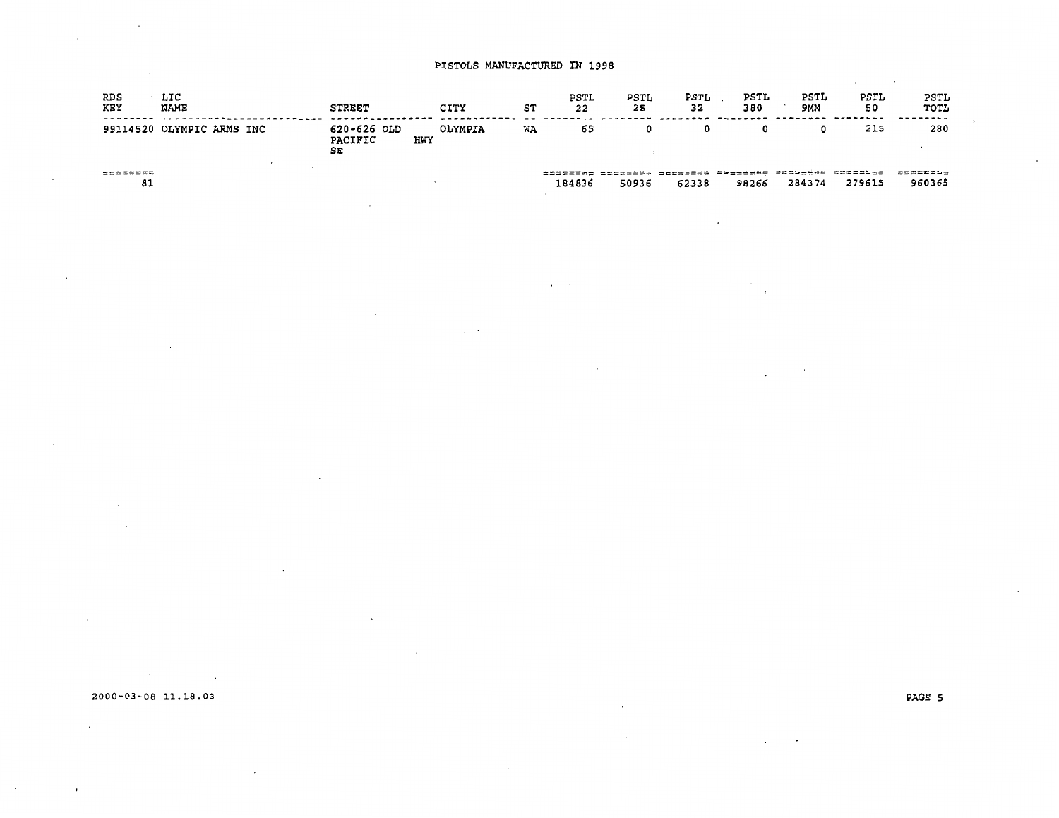PISTOLS MANUFACTURED IN 1998

| RDS KEY | LIC NAME | STREET | CITY | ST | PSTL 22 | PSTL 25 | PSTL 32 | PSTL 380 | PSTL 9MM | PSTL 50 | PSTL TOTL |
|---|---|---|---|---|---|---|---|---|---|---|---|
| 99114520 | OLYMPIC ARMS INC | 620-626 OLD PACIFIC HWY SE | OLYMPIA | WA | 65 | 0 | 0 | 0 | 0 | 215 | 280 |
| 81 | | | | | 184836 | 50936 | 62338 | 98266 | 284374 | 279615 | 960365 |

2000-03-08 11.18.03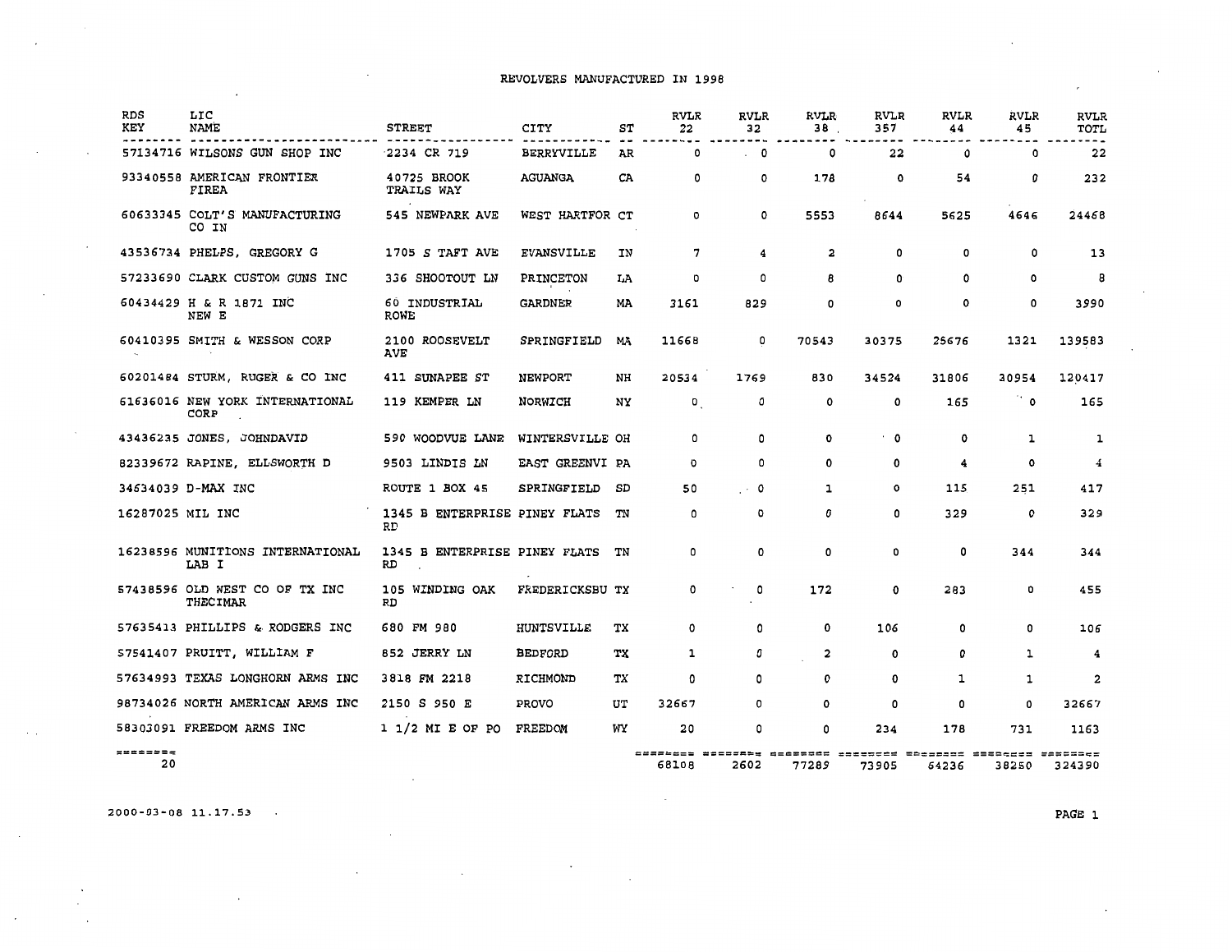# REVOLVERS MANUFACTURED IN 1998

| RDS KEY | LIC NAME | STREET | CITY | ST | RVLR 22 | RVLR 32 | RVLR 38 | RVLR 357 | RVLR 44 | RVLR 45 | RVLR TOTL |
|---|---|---|---|---|---|---|---|---|---|---|---|
| 57134716 | WILSONS GUN SHOP INC | 2234 CR 719 | BERRYVILLE | AR | 0 | 0 | 0 | 22 | 0 | 0 | 22 |
| 93340558 | AMERICAN FRONTIER FIREA | 40725 BROOK TRAILS WAY | AGUANGA | CA | 0 | 0 | 178 | 0 | 54 | 0 | 232 |
| 60633345 | COLT'S MANUFACTURING CO IN | 545 NEWPARK AVE | WEST HARTFOR | CT | 0 | 0 | 5553 | 8644 | 5625 | 4646 | 24468 |
| 43536734 | PHELPS, GREGORY G | 1705 S TAFT AVE | EVANSVILLE | IN | 7 | 4 | 2 | 0 | 0 | 0 | 13 |
| 57233690 | CLARK CUSTOM GUNS INC | 336 SHOOTOUT LN | PRINCETON | LA | 0 | 0 | 8 | 0 | 0 | 0 | 8 |
| 60434429 | H & R 1871 INC NEW E | 60 INDUSTRIAL ROWE | GARDNER | MA | 3161 | 829 | 0 | 0 | 0 | 0 | 3990 |
| 60410395 | SMITH & WESSON CORP | 2100 ROOSEVELT AVE | SPRINGFIELD | MA | 11668 | 0 | 70543 | 30375 | 25676 | 1321 | 139583 |
| 60201484 | STURM, RUGER & CO INC | 411 SUNAPEE ST | NEWPORT | NH | 20534 | 1769 | 830 | 34524 | 31806 | 30954 | 120417 |
| 61636016 | NEW YORK INTERNATIONAL CORP | 119 KEMPER LN | NORWICH | NY | 0 | 0 | 0 | 0 | 165 | 0 | 165 |
| 43436235 | JONES, JOHNDAVID | 590 WOODVUE LANE | WINTERSVILLE | OH | 0 | 0 | 0 | 0 | 0 | 1 | 1 |
| 82339672 | RAPINE, ELLSWORTH D | 9503 LINDIS LN | EAST GREENVI | PA | 0 | 0 | 0 | 0 | 4 | 0 | 4 |
| 34634039 | D-MAX INC | ROUTE 1 BOX 45 | SPRINGFIELD | SD | 50 | 0 | 1 | 0 | 115 | 251 | 417 |
| 16287025 | MIL INC | 1345 B ENTERPRISE RD | PINEY FLATS | TN | 0 | 0 | 0 | 0 | 329 | 0 | 329 |
| 16238596 | MUNITIONS INTERNATIONAL LAB I | 1345 B ENTERPRISE RD | PINEY FLATS | TN | 0 | 0 | 0 | 0 | 0 | 344 | 344 |
| 57438596 | OLD WEST CO OF TX INC THECIMAR | 105 WINDING OAK RD | FREDERICKSBU | TX | 0 | 0 | 172 | 0 | 283 | 0 | 455 |
| 57635413 | PHILLIPS & RODGERS INC | 680 FM 980 | HUNTSVILLE | TX | 0 | 0 | 0 | 106 | 0 | 0 | 106 |
| 57541407 | PRUITT, WILLIAM F | 852 JERRY LN | BEDFORD | TX | 1 | 0 | 2 | 0 | 0 | 1 | 4 |
| 57634993 | TEXAS LONGHORN ARMS INC | 3818 FM 2218 | RICHMOND | TX | 0 | 0 | 0 | 0 | 1 | 1 | 2 |
| 98734026 | NORTH AMERICAN ARMS INC | 2150 S 950 E | PROVO | UT | 32667 | 0 | 0 | 0 | 0 | 0 | 32667 |
| 58303091 | FREEDOM ARMS INC | 1 1/2 MI E OF PO | FREEDOM | WY | 20 | 0 | 0 | 234 | 178 | 731 | 1163 |
| 20 | | | | | 68108 | 2602 | 77289 | 73905 | 64236 | 38250 | 324390 |

2000-03-08 11.17.53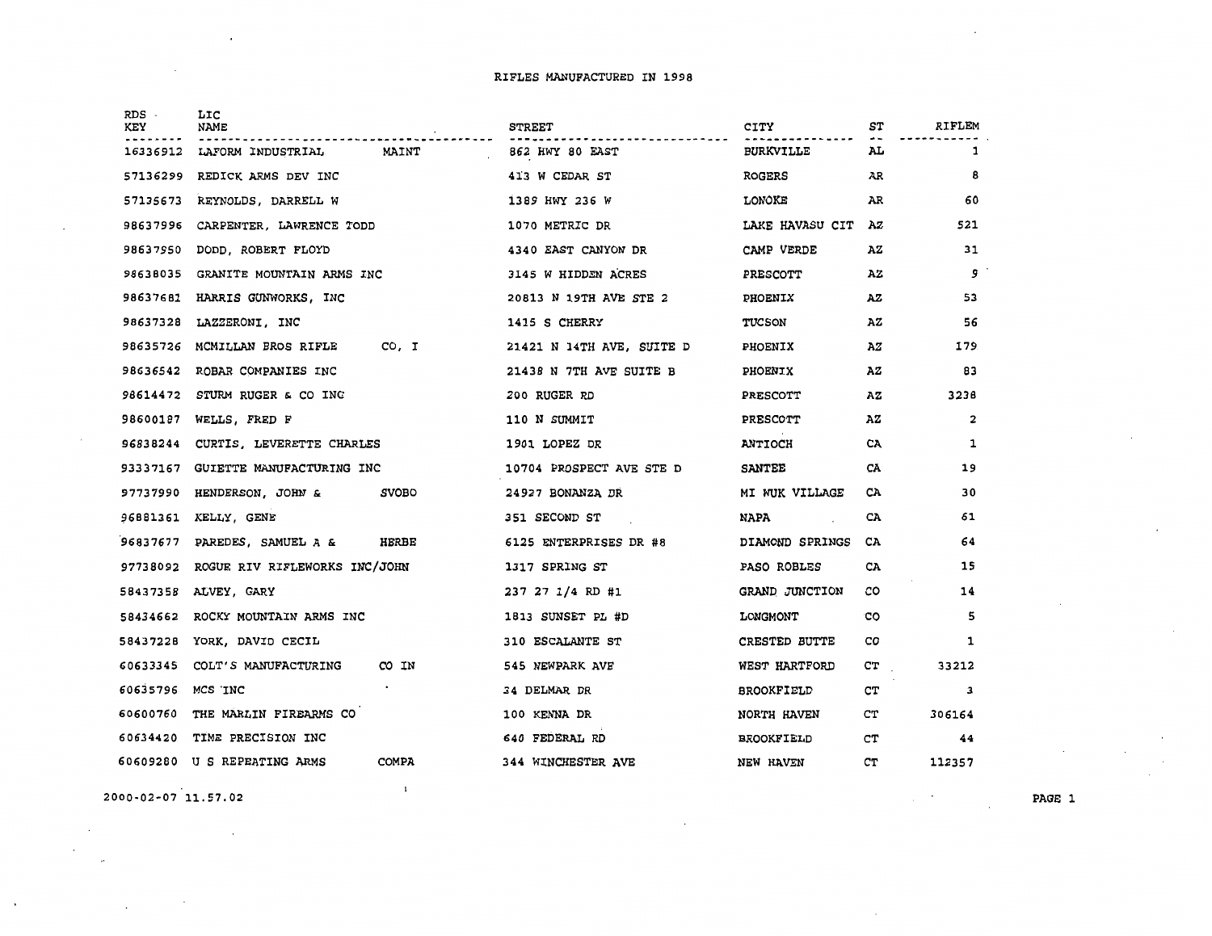# RIFLES MANUFACTURED IN 1998

| RDS KEY | LIC NAME | STREET | CITY | ST | RIFLEM |
|---|---|---|---|---|---|
| 16336912 | LAFORM INDUSTRIAL MAINT | 862 HWY 80 EAST | BURKVILLE | AL | 1 |
| 57136299 | REDICK ARMS DEV INC | 413 W CEDAR ST | ROGERS | AR | 8 |
| 57135673 | REYNOLDS, DARRELL W | 1389 HWY 236 W | LONOKE | AR | 60 |
| 98637996 | CARPENTER, LAWRENCE TODD | 1070 METRIC DR | LAKE HAVASU CIT | AZ | 521 |
| 98637950 | DODD, ROBERT FLOYD | 4340 EAST CANYON DR | CAMP VERDE | AZ | 31 |
| 98638035 | GRANITE MOUNTAIN ARMS INC | 3145 W HIDDEN ACRES | PRESCOTT | AZ | 9 |
| 98637681 | HARRIS GUNWORKS, INC | 20813 N 19TH AVE STE 2 | PHOENIX | AZ | 53 |
| 98637328 | LAZZERONI, INC | 1415 S CHERRY | TUCSON | AZ | 56 |
| 98635726 | MCMILLAN BROS RIFLE CO, I | 21421 N 14TH AVE, SUITE D | PHOENIX | AZ | 179 |
| 98636542 | ROBAR COMPANIES INC | 21438 N 7TH AVE SUITE B | PHOENIX | AZ | 83 |
| 98614472 | STURM RUGER & CO INC | 200 RUGER RD | PRESCOTT | AZ | 3238 |
| 98600187 | WELLS, FRED F | 110 N SUMMIT | PRESCOTT | AZ | 2 |
| 96838244 | CURTIS, LEVERETTE CHARLES | 1901 LOPEZ DR | ANTIOCH | CA | 1 |
| 93337167 | GUIETTE MANUFACTURING INC | 10704 PROSPECT AVE STE D | SANTEE | CA | 19 |
| 97737990 | HENDERSON, JOHN & SVOBO | 24927 BONANZA DR | MI WUK VILLAGE | CA | 30 |
| 96881361 | KELLY, GENE | 351 SECOND ST | NAPA | CA | 61 |
| 96837677 | PAREDES, SAMUEL A & HERBE | 6125 ENTERPRISES DR #8 | DIAMOND SPRINGS | CA | 64 |
| 97738092 | ROGUE RIV RIFLEWORKS INC/JOHN | 1317 SPRING ST | PASO ROBLES | CA | 15 |
| 58437358 | ALVEY, GARY | 237 27 1/4 RD #1 | GRAND JUNCTION | CO | 14 |
| 58434662 | ROCKY MOUNTAIN ARMS INC | 1813 SUNSET PL #D | LONGMONT | CO | 5 |
| 58437228 | YORK, DAVID CECIL | 310 ESCALANTE ST | CRESTED BUTTE | CO | 1 |
| 60633345 | COLT'S MANUFACTURING CO IN | 545 NEWPARK AVE | WEST HARTFORD | CT | 33212 |
| 60635796 | MCS INC | 34 DELMAR DR | BROOKFIELD | CT | 3 |
| 60600760 | THE MARLIN FIREARMS CO | 100 KENNA DR | NORTH HAVEN | CT | 306164 |
| 60634420 | TIME PRECISION INC | 640 FEDERAL RD | BROOKFIELD | CT | 44 |
| 60609280 | U S REPEATING ARMS COMPA | 344 WINCHESTER AVE | NEW HAVEN | CT | 112357 |

2000-02-07 11.57.02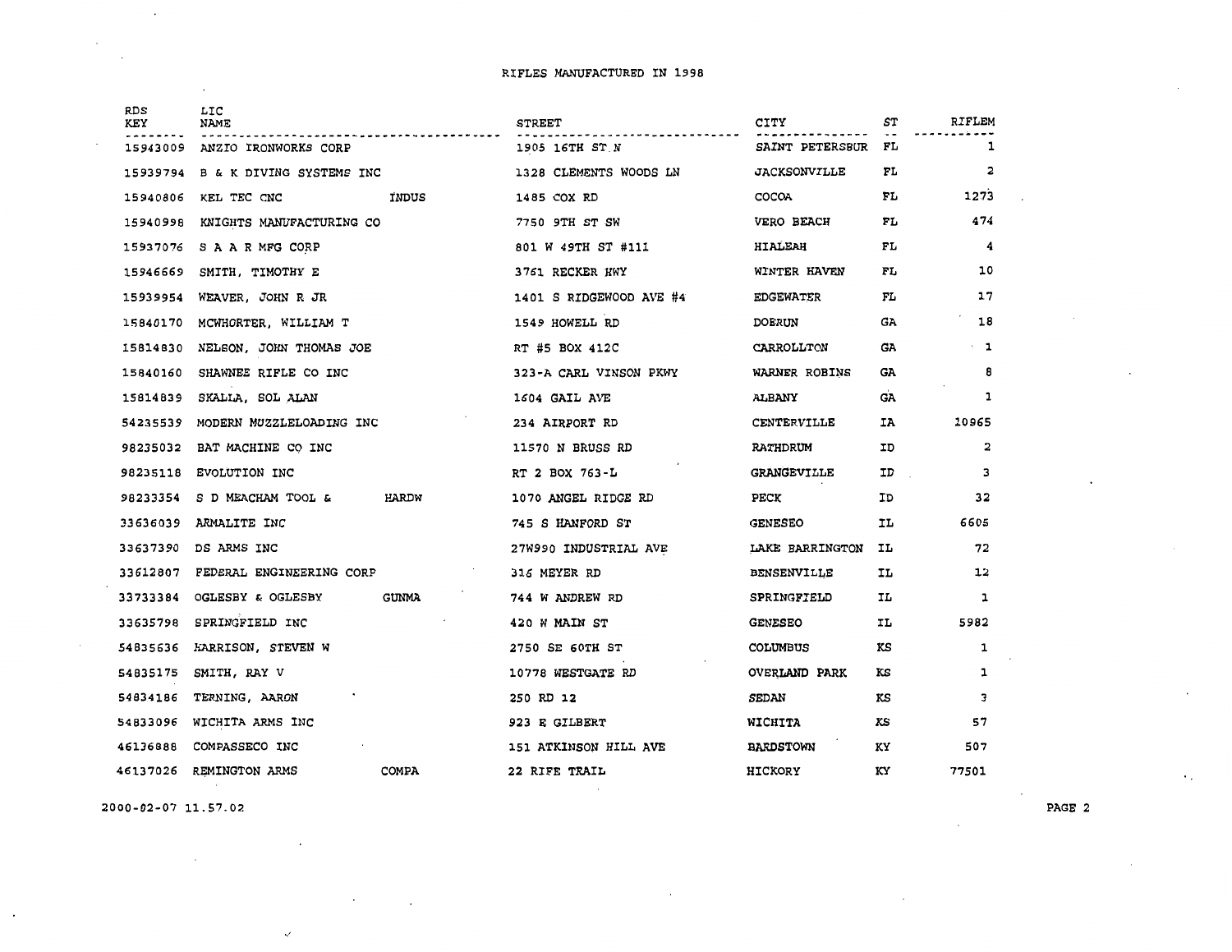# RIFLES MANUFACTURED IN 1998

| RDS KEY | LIC NAME | | STREET | CITY | ST | RIFLEM |
|---|---|---|---|---|---|---|
| 15943009 | ANZIO IRONWORKS CORP | | 1905 16TH ST N | SAINT PETERSBUR | FL | 1 |
| 15939794 | B & K DIVING SYSTEMS INC | | 1328 CLEMENTS WOODS LN | JACKSONVILLE | FL | 2 |
| 15940806 | KEL TEC CNC | INDUS | 1485 COX RD | COCOA | FL | 1273 |
| 15940998 | KNIGHTS MANUFACTURING CO | | 7750 9TH ST SW | VERO BEACH | FL | 474 |
| 15937076 | S A A R MFG CORP | | 801 W 49TH ST #111 | HIALEAH | FL | 4 |
| 15946669 | SMITH, TIMOTHY E | | 3761 RECKER HWY | WINTER HAVEN | FL | 10 |
| 15939954 | WEAVER, JOHN R JR | | 1401 S RIDGEWOOD AVE #4 | EDGEWATER | FL | 17 |
| 15840170 | MCWHORTER, WILLIAM T | | 1549 HOWELL RD | DOERUN | GA | 18 |
| 15814830 | NELSON, JOHN THOMAS JOE | | RT #5 BOX 412C | CARROLLTON | GA | 1 |
| 15840160 | SHAWNEE RIFLE CO INC | | 323-A CARL VINSON PKWY | WARNER ROBINS | GA | 8 |
| 15814839 | SKALLA, SOL ALAN | | 1604 GAIL AVE | ALBANY | GA | 1 |
| 54235539 | MODERN MUZZLELOADING INC | | 234 AIRPORT RD | CENTERVILLE | IA | 10965 |
| 98235032 | BAT MACHINE CO INC | | 11570 N BRUSS RD | RATHDRUM | ID | 2 |
| 98235118 | EVOLUTION INC | | RT 2 BOX 763-L | GRANGEVILLE | ID | 3 |
| 98233354 | S D MEACHAM TOOL & | HARDW | 1070 ANGEL RIDGE RD | PECK | ID | 32 |
| 33636039 | ARMALITE INC | | 745 S HANFORD ST | GENESEO | IL | 6605 |
| 33637390 | DS ARMS INC | | 27W990 INDUSTRIAL AVE | LAKE BARRINGTON | IL | 72 |
| 33612807 | FEDERAL ENGINEERING CORP | | 316 MEYER RD | BENSENVILLE | IL | 12 |
| 33733384 | OGLESBY & OGLESBY | GUNMA | 744 W ANDREW RD | SPRINGFIELD | IL | 1 |
| 33635798 | SPRINGFIELD INC | | 420 W MAIN ST | GENESEO | IL | 5982 |
| 54835636 | HARRISON, STEVEN W | | 2750 SE 60TH ST | COLUMBUS | KS | 1 |
| 54835175 | SMITH, RAY V | | 10778 WESTGATE RD | OVERLAND PARK | KS | 1 |
| 54834186 | TERNING, AARON | | 250 RD 12 | SEDAN | KS | 3 |
| 54833096 | WICHITA ARMS INC | | 923 E GILBERT | WICHITA | KS | 57 |
| 46136888 | COMPASSECO INC | | 151 ATKINSON HILL AVE | BARDSTOWN | KY | 507 |
| 46137026 | REMINGTON ARMS | COMPA | 22 RIFE TRAIL | HICKORY | KY | 77501 |

2000-02-07 11.57.02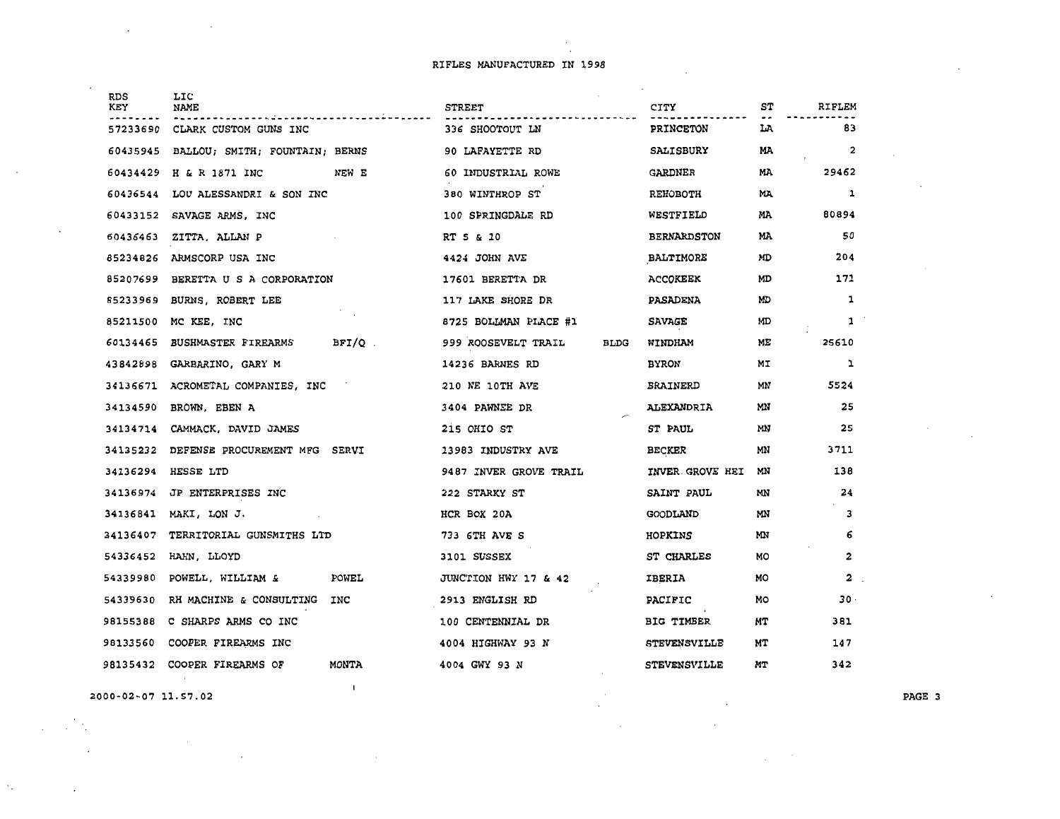# RIFLES MANUFACTURED IN 1998

| RDS KEY | LIC NAME | STREET | CITY | ST | RIFLEM |
|---|---|---|---|---|---|
| 57233690 | CLARK CUSTOM GUNS INC | 336 SHOOTOUT LN | PRINCETON | LA | 83 |
| 60435945 | BALLOU; SMITH; FOUNTAIN; BERNS | 90 LAFAYETTE RD | SALISBURY | MA | 2 |
| 60434429 | H & R 1871 INC NEW E | 60 INDUSTRIAL ROWE | GARDNER | MA | 29462 |
| 60436544 | LOU ALESSANDRI & SON INC | 380 WINTHROP ST | REHOBOTH | MA | 1 |
| 60433152 | SAVAGE ARMS, INC | 100 SPRINGDALE RD | WESTFIELD | MA | 80894 |
| 60436463 | ZITTA, ALLAN P | RT 5 & 10 | BERNARDSTON | MA | 50 |
| 85234826 | ARMSCORP USA INC | 4424 JOHN AVE | BALTIMORE | MD | 204 |
| 85207699 | BERETTA U S A CORPORATION | 17601 BERETTA DR | ACCOKEEK | MD | 171 |
| 85233969 | BURNS, ROBERT LEE | 117 LAKE SHORE DR | PASADENA | MD | 1 |
| 85211500 | MC KEE, INC | 8725 BOLLMAN PLACE #1 | SAVAGE | MD | 1 |
| 60134465 | BUSHMASTER FIREARMS BFI/Q | 999 ROOSEVELT TRAIL BLDG | WINDHAM | ME | 25610 |
| 43842898 | GARBARINO, GARY M | 14236 BARNES RD | BYRON | MI | 1 |
| 34136671 | ACROMETAL COMPANIES, INC | 210 NE 10TH AVE | BRAINERD | MN | 5524 |
| 34134590 | BROWN, EBEN A | 3404 PAWNEE DR | ALEXANDRIA | MN | 25 |
| 34134714 | CAMMACK, DAVID JAMES | 215 OHIO ST | ST PAUL | MN | 25 |
| 34135232 | DEFENSE PROCUREMENT MFG SERVI | 13983 INDUSTRY AVE | BECKER | MN | 3711 |
| 34136294 | HESSE LTD | 9487 INVER GROVE TRAIL | INVER GROVE HEI | MN | 138 |
| 34136974 | JP ENTERPRISES INC | 222 STARKY ST | SAINT PAUL | MN | 24 |
| 34136841 | MAKI, LON J. | HCR BOX 20A | GOODLAND | MN | 3 |
| 34136407 | TERRITORIAL GUNSMITHS LTD | 733 6TH AVE S | HOPKINS | MN | 6 |
| 54336452 | HAHN, LLOYD | 3101 SUSSEX | ST CHARLES | MO | 2 |
| 54339980 | POWELL, WILLIAM & POWEL | JUNCTION HWY 17 & 42 | IBERIA | MO | 2 |
| 54339630 | RH MACHINE & CONSULTING INC | 2913 ENGLISH RD | PACIFIC | MO | 30 |
| 98155388 | C SHARPS ARMS CO INC | 100 CENTENNIAL DR | BIG TIMBER | MT | 381 |
| 98133560 | COOPER FIREARMS INC | 4004 HIGHWAY 93 N | STEVENSVILLE | MT | 147 |
| 98135432 | COOPER FIREARMS OF MONTA | 4004 GWY 93 N | STEVENSVILLE | MT | 342 |

2000-02-07 11.57.02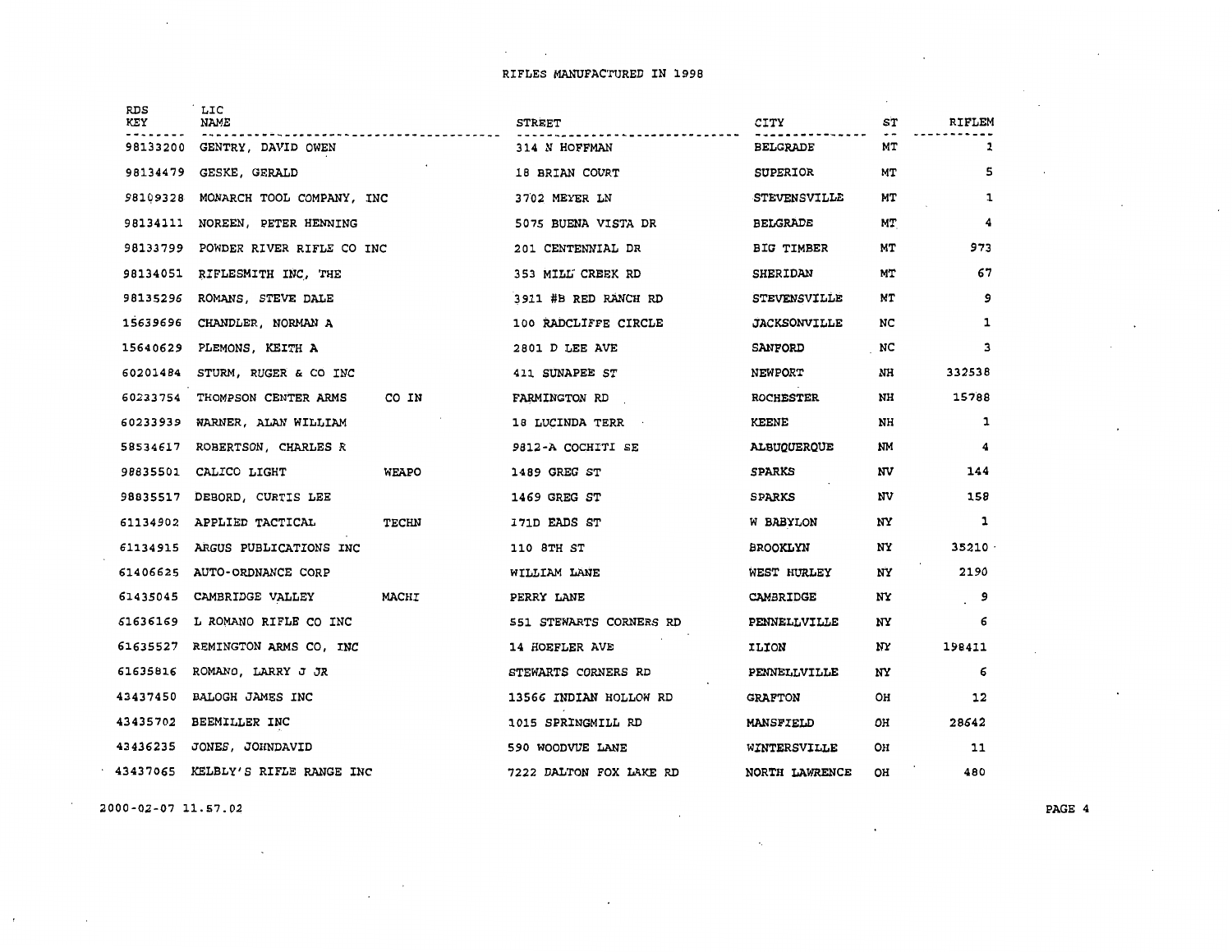# RIFLES MANUFACTURED IN 1998

| RDS KEY | LIC NAME | STREET | CITY | ST | RIFLEM |
|---|---|---|---|---|---|
| 98133200 | GENTRY, DAVID OWEN | 314 N HOFFMAN | BELGRADE | MT | 2 |
| 98134479 | GESKE, GERALD | 18 BRIAN COURT | SUPERIOR | MT | 5 |
| 98109328 | MONARCH TOOL COMPANY, INC | 3702 MEYER LN | STEVENSVILLE | MT | 1 |
| 98134111 | NOREEN, PETER HENNING | 5075 BUENA VISTA DR | BELGRADE | MT | 4 |
| 98133799 | POWDER RIVER RIFLE CO INC | 201 CENTENNIAL DR | BIG TIMBER | MT | 973 |
| 98134051 | RIFLESMITH INC, THE | 353 MILL CREEK RD | SHERIDAN | MT | 67 |
| 98135296 | ROMANS, STEVE DALE | 3911 #B RED RANCH RD | STEVENSVILLE | MT | 9 |
| 15639696 | CHANDLER, NORMAN A | 100 RADCLIFFE CIRCLE | JACKSONVILLE | NC | 1 |
| 15640629 | PLEMONS, KEITH A | 2801 D LEE AVE | SANFORD | NC | 3 |
| 60201484 | STURM, RUGER & CO INC | 411 SUNAPEE ST | NEWPORT | NH | 332538 |
| 60233754 | THOMPSON CENTER ARMS CO IN | FARMINGTON RD | ROCHESTER | NH | 15788 |
| 60233939 | WARNER, ALAN WILLIAM | 18 LUCINDA TERR | KEENE | NH | 1 |
| 58534617 | ROBERTSON, CHARLES R | 9812-A COCHITI SE | ALBUQUERQUE | NM | 4 |
| 98835501 | CALICO LIGHT WEAPO | 1489 GREG ST | SPARKS | NV | 144 |
| 98835517 | DEBORD, CURTIS LEE | 1469 GREG ST | SPARKS | NV | 158 |
| 61134902 | APPLIED TACTICAL TECHN | 171D EADS ST | W BABYLON | NY | 1 |
| 61134915 | ARGUS PUBLICATIONS INC | 110 8TH ST | BROOKLYN | NY | 35210 |
| 61406625 | AUTO-ORDNANCE CORP | WILLIAM LANE | WEST HURLEY | NY | 2190 |
| 61435045 | CAMBRIDGE VALLEY MACHI | PERRY LANE | CAMBRIDGE | NY | 9 |
| 61636169 | L ROMANO RIFLE CO INC | 551 STEWARTS CORNERS RD | PENNELLVILLE | NY | 6 |
| 61635527 | REMINGTON ARMS CO, INC | 14 HOEFLER AVE | ILION | NY | 198411 |
| 61635816 | ROMANO, LARRY J JR | STEWARTS CORNERS RD | PENNELLVILLE | NY | 6 |
| 43437450 | BALOGH JAMES INC | 13566 INDIAN HOLLOW RD | GRAFTON | OH | 12 |
| 43435702 | BEEMILLER INC | 1015 SPRINGMILL RD | MANSFIELD | OH | 28642 |
| 43436235 | JONES, JOHNDAVID | 590 WOODVUE LANE | WINTERSVILLE | OH | 11 |
| 43437065 | KELBLY'S RIFLE RANGE INC | 7222 DALTON FOX LAKE RD | NORTH LAWRENCE | OH | 480 |

2000-02-07 11.57.02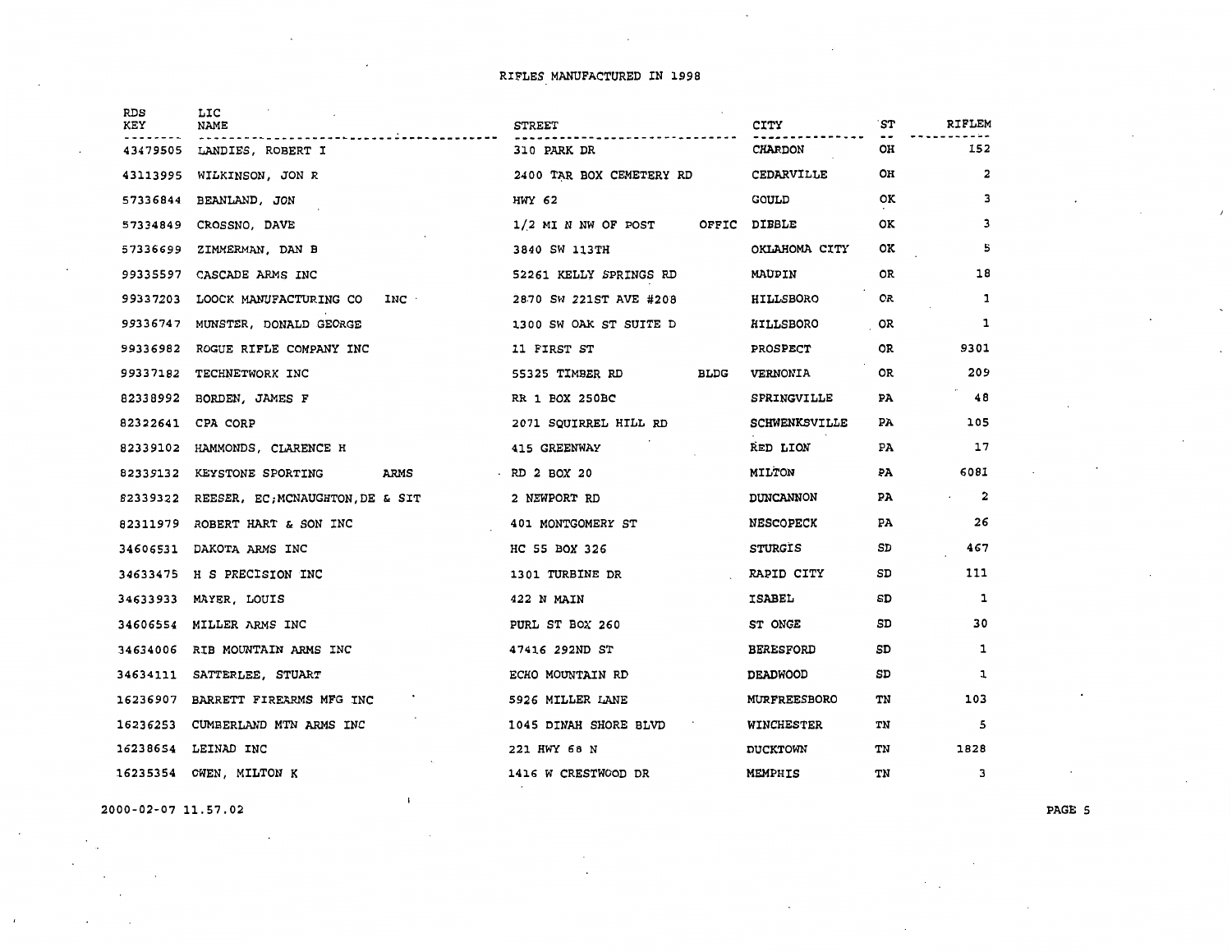# RIFLES MANUFACTURED IN 1998

| RDS KEY | LIC NAME | STREET | CITY | ST | RIFLEM |
|---|---|---|---|---|---|
| 43479505 | LANDIES, ROBERT I | 310 PARK DR | CHARDON | OH | 152 |
| 43113995 | WILKINSON, JON R | 2400 TAR BOX CEMETERY RD | CEDARVILLE | OH | 2 |
| 57336844 | BEANLAND, JON | HWY 62 | GOULD | OK | 3 |
| 57334849 | CROSSNO, DAVE | 1/2 MI N NW OF POST OFFIC | DIBBLE | OK | 3 |
| 57336699 | ZIMMERMAN, DAN B | 3840 SW 113TH | OKLAHOMA CITY | OK | 5 |
| 99335597 | CASCADE ARMS INC | 52261 KELLY SPRINGS RD | MAUPIN | OR | 18 |
| 99337203 | LOOCK MANUFACTURING CO INC | 2870 SW 221ST AVE #208 | HILLSBORO | OR | 1 |
| 99336747 | MUNSTER, DONALD GEORGE | 1300 SW OAK ST SUITE D | HILLSBORO | OR | 1 |
| 99336982 | ROGUE RIFLE COMPANY INC | 11 FIRST ST | PROSPECT | OR | 9301 |
| 99337182 | TECHNETWORK INC | 55325 TIMBER RD BLDG | VERNONIA | OR | 209 |
| 82338992 | BORDEN, JAMES F | RR 1 BOX 250BC | SPRINGVILLE | PA | 48 |
| 82322641 | CPA CORP | 2071 SQUIRREL HILL RD | SCHWENKSVILLE | PA | 105 |
| 82339102 | HAMMONDS, CLARENCE H | 415 GREENWAY | RED LION | PA | 17 |
| 82339132 | KEYSTONE SPORTING ARMS | RD 2 BOX 20 | MILTON | PA | 6081 |
| 82339322 | REESER, EC;MCNAUGHTON,DE & SIT | 2 NEWPORT RD | DUNCANNON | PA | 2 |
| 82311979 | ROBERT HART & SON INC | 401 MONTGOMERY ST | NESCOPECK | PA | 26 |
| 34606531 | DAKOTA ARMS INC | HC 55 BOX 326 | STURGIS | SD | 467 |
| 34633475 | H S PRECISION INC | 1301 TURBINE DR | RAPID CITY | SD | 111 |
| 34633933 | MAYER, LOUIS | 422 N MAIN | ISABEL | SD | 1 |
| 34606554 | MILLER ARMS INC | PURL ST BOX 260 | ST ONGE | SD | 30 |
| 34634006 | RIB MOUNTAIN ARMS INC | 47416 292ND ST | BERESFORD | SD | 1 |
| 34634111 | SATTERLEE, STUART | ECHO MOUNTAIN RD | DEADWOOD | SD | 1 |
| 16236907 | BARRETT FIREARMS MFG INC | 5926 MILLER LANE | MURFREESBORO | TN | 103 |
| 16236253 | CUMBERLAND MTN ARMS INC | 1045 DINAH SHORE BLVD | WINCHESTER | TN | 5 |
| 16238654 | LEINAD INC | 221 HWY 68 N | DUCKTOWN | TN | 1828 |
| 16235354 | OWEN, MILTON K | 1416 W CRESTWOOD DR | MEMPHIS | TN | 3 |

2000-02-07 11.57.02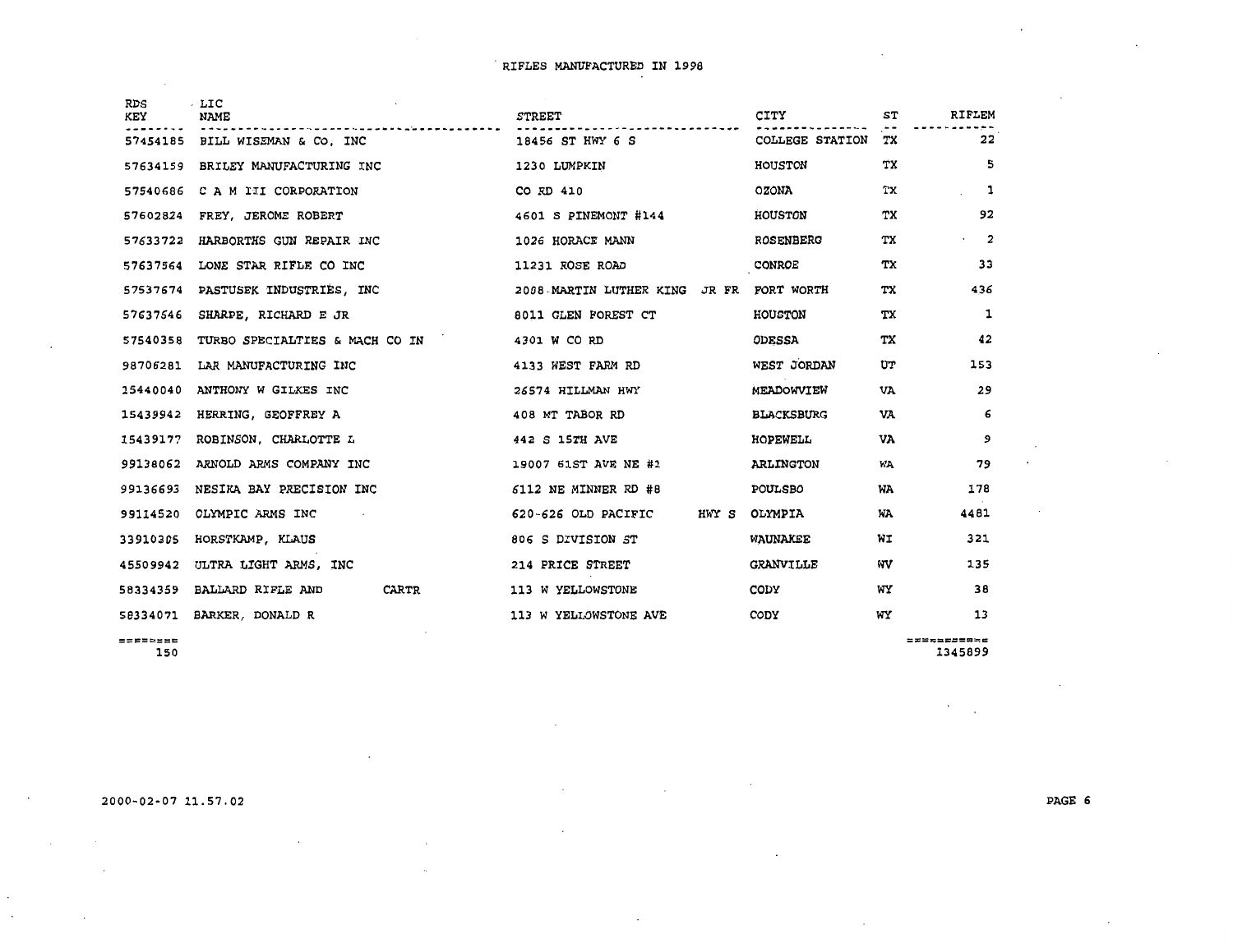# RIFLES MANUFACTURED IN 1998

| RDS KEY | LIC NAME | STREET | CITY | ST | RIFLEM |
|---|---|---|---|---|---|
| 57454185 | BILL WISEMAN & CO, INC | 18456 ST HWY 6 S | COLLEGE STATION | TX | 22 |
| 57634159 | BRILEY MANUFACTURING INC | 1230 LUMPKIN | HOUSTON | TX | 5 |
| 57540686 | C A M III CORPORATION | CO RD 410 | OZONA | TX | 1 |
| 57602824 | FREY, JEROME ROBERT | 4601 S PINEMONT #144 | HOUSTON | TX | 92 |
| 57633722 | HARBORTHS GUN REPAIR INC | 1026 HORACE MANN | ROSENBERG | TX | 2 |
| 57637564 | LONE STAR RIFLE CO INC | 11231 ROSE ROAD | CONROE | TX | 33 |
| 57537674 | PASTUSEK INDUSTRIES, INC | 2008 MARTIN LUTHER KING JR FR | FORT WORTH | TX | 436 |
| 57637546 | SHARPE, RICHARD E JR | 8011 GLEN FOREST CT | HOUSTON | TX | 1 |
| 57540358 | TURBO SPECIALTIES & MACH CO IN | 4301 W CO RD | ODESSA | TX | 42 |
| 98706281 | LAR MANUFACTURING INC | 4133 WEST FARM RD | WEST JORDAN | UT | 153 |
| 15440040 | ANTHONY W GILKES INC | 26574 HILLMAN HWY | MEADOWVIEW | VA | 29 |
| 15439942 | HERRING, GEOFFREY A | 408 MT TABOR RD | BLACKSBURG | VA | 6 |
| 15439177 | ROBINSON, CHARLOTTE L | 442 S 15TH AVE | HOPEWELL | VA | 9 |
| 99138062 | ARNOLD ARMS COMPANY INC | 19007 61ST AVE NE #1 | ARLINGTON | WA | 79 |
| 99136693 | NESIKA BAY PRECISION INC | 6112 NE MINNER RD #8 | POULSBO | WA | 178 |
| 99114520 | OLYMPIC ARMS INC | 620-626 OLD PACIFIC HWY S | OLYMPIA | WA | 4481 |
| 33910305 | HORSTKAMP, KLAUS | 806 S DIVISION ST | WAUNAKEE | WI | 321 |
| 45509942 | ULTRA LIGHT ARMS, INC | 214 PRICE STREET | GRANVILLE | WV | 135 |
| 58334359 | BALLARD RIFLE AND CARTR | 113 W YELLOWSTONE | CODY | WY | 38 |
| 58334071 | BARKER, DONALD R | 113 W YELLOWSTONE AVE | CODY | WY | 13 |
| ======== | | | | | ========== |
| 150 | | | | | 1345899 |

2000-02-07 11.57.02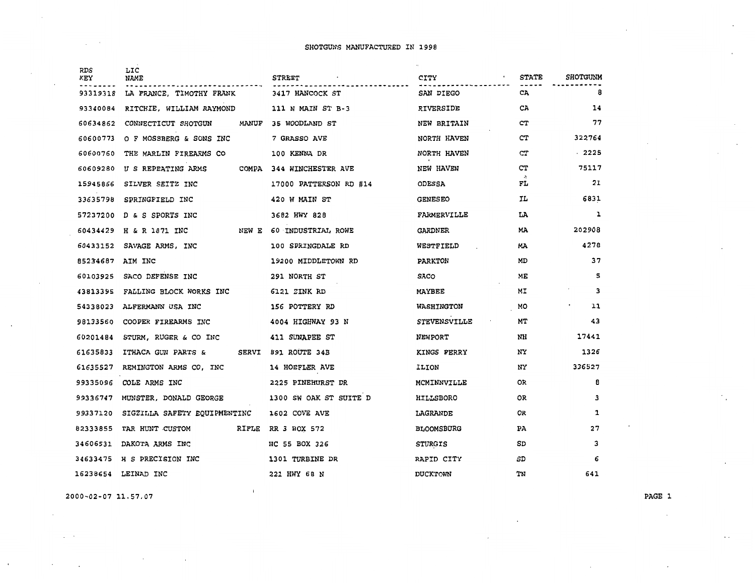# SHOTGUNS MANUFACTURED IN 1998

| RDS KEY | LIC NAME | STREET | CITY | STATE | SHOTGUNM |
|---|---|---|---|---|---|
| 93319318 | LA FRANCE, TIMOTHY FRANK | 3417 HANCOCK ST | SAN DIEGO | CA | 8 |
| 93340084 | RITCHIE, WILLIAM RAYMOND | 111 N MAIN ST B-3 | RIVERSIDE | CA | 14 |
| 60634862 | CONNECTICUT SHOTGUN MANUF | 35 WOODLAND ST | NEW BRITAIN | CT | 77 |
| 60600773 | O F MOSSBERG & SONS INC | 7 GRASSO AVE | NORTH HAVEN | CT | 322764 |
| 60600760 | THE MARLIN FIREARMS CO | 100 KENNA DR | NORTH HAVEN | CT | 2225 |
| 60609280 | U S REPEATING ARMS COMPA | 344 WINCHESTER AVE | NEW HAVEN | CT | 75117 |
| 15945866 | SILVER SEITZ INC | 17000 PATTERSON RD #14 | ODESSA | FL | 21 |
| 33635798 | SPRINGFIELD INC | 420 W MAIN ST | GENESEO | IL | 6831 |
| 57237200 | D & S SPORTS INC | 3682 HWY 828 | FARMERVILLE | LA | 1 |
| 60434429 | H & R 1871 INC NEW E | 60 INDUSTRIAL ROWE | GARDNER | MA | 202908 |
| 60433152 | SAVAGE ARMS, INC | 100 SPRINGDALE RD | WESTFIELD | MA | 4278 |
| 85234687 | AIM INC | 19200 MIDDLETOWN RD | PARKTON | MD | 37 |
| 60103925 | SACO DEFENSE INC | 291 NORTH ST | SACO | ME | 5 |
| 43813395 | FALLING BLOCK WORKS INC | 6121 ZINK RD | MAYBEE | MI | 3 |
| 54338023 | ALFERMANN USA INC | 156 POTTERY RD | WASHINGTON | MO | 11 |
| 98133560 | COOPER FIREARMS INC | 4004 HIGHWAY 93 N | STEVENSVILLE | MT | 43 |
| 60201484 | STURM, RUGER & CO INC | 411 SUNAPEE ST | NEWPORT | NH | 17441 |
| 61635833 | ITHACA GUN PARTS & SERVI | 891 ROUTE 34B | KINGS FERRY | NY | 1326 |
| 61635527 | REMINGTON ARMS CO, INC | 14 HOEFLER AVE | ILION | NY | 336527 |
| 99335096 | COLE ARMS INC | 2225 PINEHURST DR | MCMINNVILLE | OR | 8 |
| 99336747 | MUNSTER, DONALD GEORGE | 1300 SW OAK ST SUITE D | HILLSBORO | OR | 3 |
| 99337120 | SIGZILLA SAFETY EQUIPMENTINC | 1602 COVE AVE | LAGRANDE | OR | 1 |
| 82333855 | TAR HUNT CUSTOM RIFLE | RR 3 BOX 572 | BLOOMSBURG | PA | 27 |
| 34606531 | DAKOTA ARMS INC | HC 55 BOX 326 | STURGIS | SD | 3 |
| 34633475 | H S PRECISION INC | 1301 TURBINE DR | RAPID CITY | SD | 6 |
| 16238654 | LEINAD INC | 221 HWY 68 N | DUCKTOWN | TN | 641 |

2000-02-07 11.57.07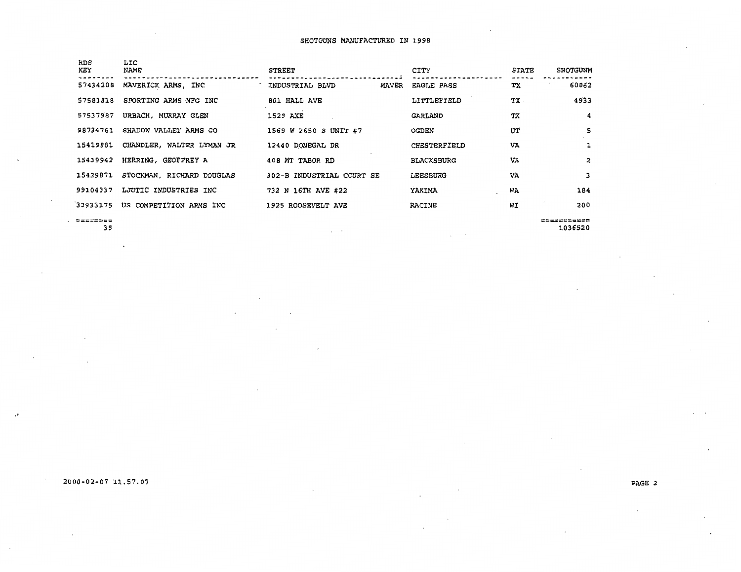# SHOTGUNS MANUFACTURED IN 1998

| RDS KEY | LIC NAME | STREET | CITY | STATE | SHOTGUNM |
|---|---|---|---|---|---|
| 57434208 | MAVERICK ARMS, INC | INDUSTRIAL BLVD MAVER | EAGLE PASS | TX | 60862 |
| 57581818 | SPORTING ARMS MFG INC | 801 HALL AVE | LITTLEFIELD | TX | 4933 |
| 57537987 | URBACH, MURRAY GLEN | 1529 AXE | GARLAND | TX | 4 |
| 98734761 | SHADOW VALLEY ARMS CO | 1569 W 2650 S UNIT #7 | OGDEN | UT | 5 |
| 15419881 | CHANDLER, WALTER LYMAN JR | 12440 DONEGAL DR | CHESTERFIELD | VA | 1 |
| 15439942 | HERRING, GEOFFREY A | 408 MT TABOR RD | BLACKSBURG | VA | 2 |
| 15439871 | STOCKMAN, RICHARD DOUGLAS | 302-B INDUSTRIAL COURT SE | LEESBURG | VA | 3 |
| 99104337 | LJUTIC INDUSTRIES INC | 732 N 16TH AVE #22 | YAKIMA | WA | 184 |
| 33933175 | US COMPETITION ARMS INC | 1925 ROOSEVELT AVE | RACINE | WI | 200 |
| ======== | | | | | =========== |
| 35 | | | | | 1036520 |

2000-02-07 11.57.07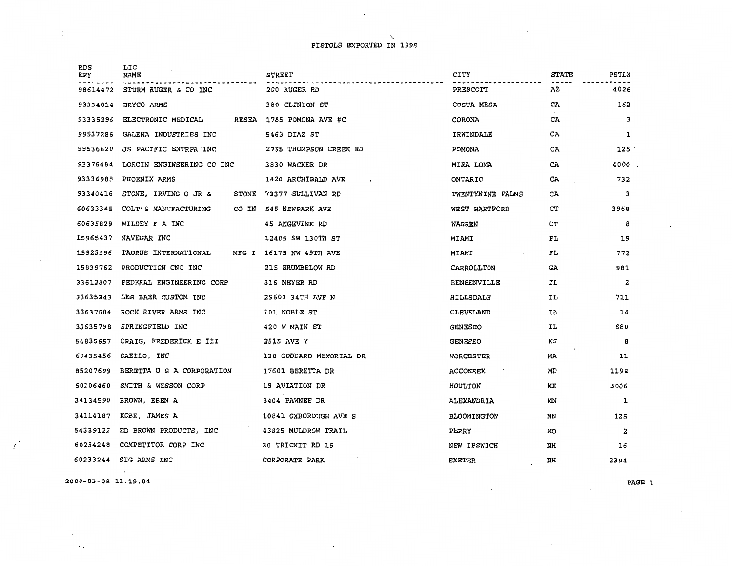# PISTOLS EXPORTED IN 1998

| RDS KEY | LIC NAME | STREET | CITY | STATE | PSTLX |
|---|---|---|---|---|---|
| 98614472 | STURM RUGER & CO INC | 200 RUGER RD | PRESCOTT | AZ | 4026 |
| 93334014 | BRYCO ARMS | 380 CLINTON ST | COSTA MESA | CA | 162 |
| 93335296 | ELECTRONIC MEDICAL RESEA | 1785 POMONA AVE #C | CORONA | CA | 3 |
| 99537286 | GALENA INDUSTRIES INC | 5463 DIAZ ST | IRWINDALE | CA | 1 |
| 99536620 | JS PACIFIC ENTRPR INC | 2755 THOMPSON CREEK RD | POMONA | CA | 125 |
| 93376484 | LORCIN ENGINEERING CO INC | 3830 WACKER DR | MIRA LOMA | CA | 4000 |
| 93336988 | PHOENIX ARMS | 1420 ARCHIBALD AVE | ONTARIO | CA | 732 |
| 93340416 | STONE, IRVING O JR & STONE | 73377 SULLIVAN RD | TWENTYNINE PALMS | CA | 3 |
| 60633345 | COLT'S MANUFACTURING CO IN | 545 NEWPARK AVE | WEST HARTFORD | CT | 3968 |
| 60635829 | WILDEY F A INC | 45 ANGEVINE RD | WARREN | CT | 8 |
| 15965437 | NAVEGAR INC | 12405 SW 130TH ST | MIAMI | FL | 19 |
| 15923596 | TAURUS INTERNATIONAL MFG I | 16175 NW 49TH AVE | MIAMI | FL | 772 |
| 15839762 | PRODUCTION CNC INC | 215 BRUMBELOW RD | CARROLLTON | GA | 981 |
| 33612807 | FEDERAL ENGINEERING CORP | 316 MEYER RD | BENSENVILLE | IL | 2 |
| 33635343 | LES BAER CUSTOM INC | 29601 34TH AVE N | HILLSDALE | IL | 711 |
| 33637004 | ROCK RIVER ARMS INC | 101 NOBLE ST | CLEVELAND | IL | 14 |
| 33635798 | SPRINGFIELD INC | 420 W MAIN ST | GENESEO | IL | 880 |
| 54835657 | CRAIG, FREDERICK E III | 2515 AVE Y | GENESEO | KS | 8 |
| 60435456 | SAEILO, INC | 130 GODDARD MEMORIAL DR | WORCESTER | MA | 11 |
| 85207699 | BERETTA U S A CORPORATION | 17601 BERETTA DR | ACCOKEEK | MD | 1198 |
| 60106460 | SMITH & WESSON CORP | 19 AVIATION DR | HOULTON | ME | 3006 |
| 34134590 | BROWN, EBEN A | 3404 PAWNEE DR | ALEXANDRIA | MN | 1 |
| 34114187 | KOBE, JAMES A | 10841 OXBOROUGH AVE S | BLOOMINGTON | MN | 125 |
| 54339122 | ED BROWN PRODUCTS, INC | 43825 MULDROW TRAIL | PERRY | MO | 2 |
| 60234248 | COMPETITOR CORP INC | 30 TRICNIT RD 16 | NEW IPSWICH | NH | 16 |
| 60233244 | SIG ARMS INC | CORPORATE PARK | EXETER | NH | 2394 |

2000-03-08 11.19.04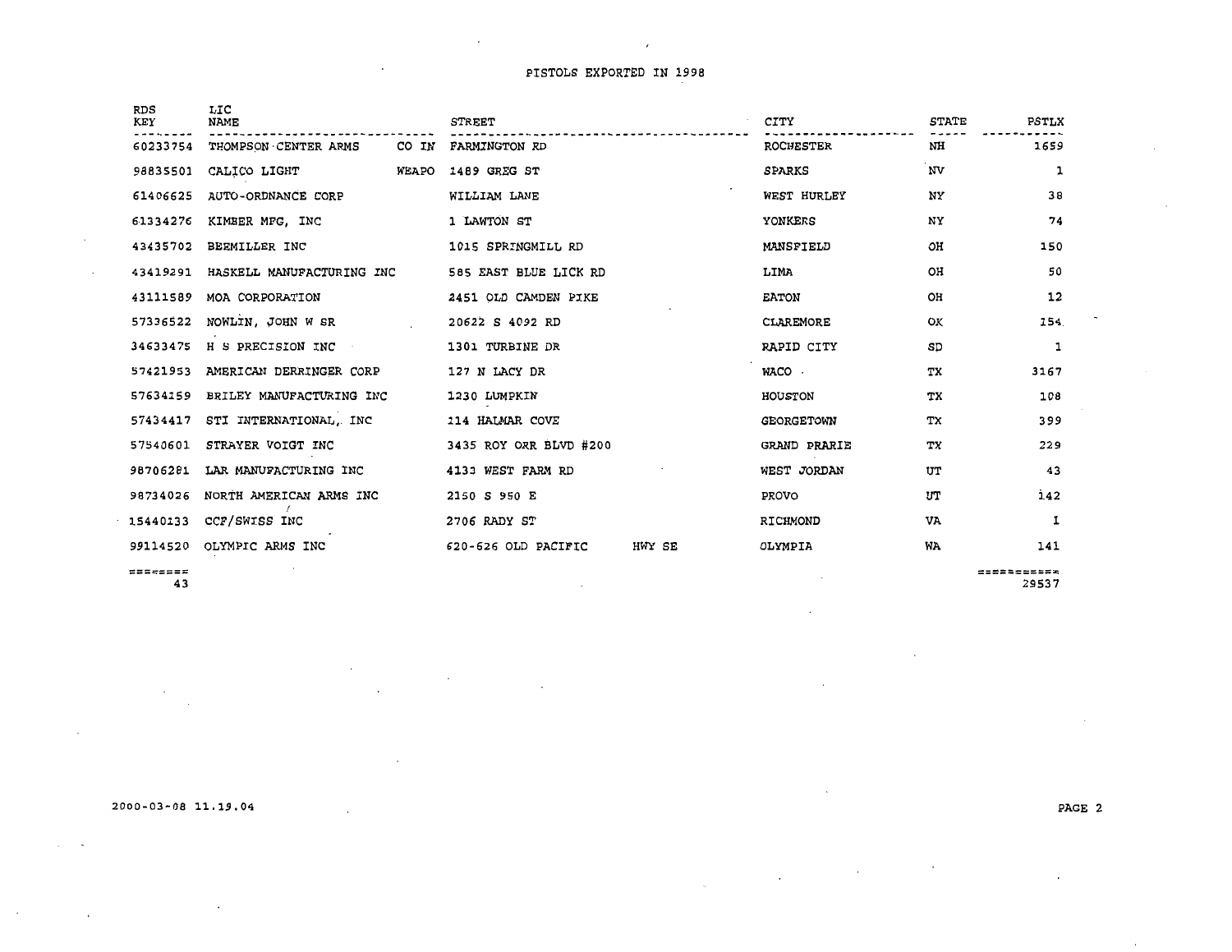# PISTOLS EXPORTED IN 1998

| RDS KEY | LIC NAME | STREET | CITY | STATE | PSTLX |
|---|---|---|---|---|---|
| 60233754 | THOMPSON CENTER ARMS CO IN | FARMINGTON RD | ROCHESTER | NH | 1659 |
| 98835501 | CALICO LIGHT WEAPO | 1489 GREG ST | SPARKS | NV | 1 |
| 61406625 | AUTO-ORDNANCE CORP | WILLIAM LANE | WEST HURLEY | NY | 38 |
| 61334276 | KIMBER MFG, INC | 1 LAWTON ST | YONKERS | NY | 74 |
| 43435702 | BEEMILLER INC | 1015 SPRINGMILL RD | MANSFIELD | OH | 150 |
| 43419291 | HASKELL MANUFACTURING INC | 585 EAST BLUE LICK RD | LIMA | OH | 50 |
| 43111589 | MOA CORPORATION | 2451 OLD CAMDEN PIKE | EATON | OH | 12 |
| 57336522 | NOWLIN, JOHN W SR | 20622 S 4092 RD | CLAREMORE | OK | 154 |
| 34633475 | H S PRECISION INC | 1301 TURBINE DR | RAPID CITY | SD | 1 |
| 57421953 | AMERICAN DERRINGER CORP | 127 N LACY DR | WACO | TX | 3167 |
| 57634159 | BRILEY MANUFACTURING INC | 1230 LUMPKIN | HOUSTON | TX | 108 |
| 57434417 | STI INTERNATIONAL, INC | 114 HALMAR COVE | GEORGETOWN | TX | 399 |
| 57540601 | STRAYER VOIGT INC | 3435 ROY ORR BLVD #200 | GRAND PRARIE | TX | 229 |
| 98706281 | LAR MANUFACTURING INC | 4133 WEST FARM RD | WEST JORDAN | UT | 43 |
| 98734026 | NORTH AMERICAN ARMS INC | 2150 S 950 E | PROVO | UT | 142 |
| 15440133 | CCF/SWISS INC | 2706 RADY ST | RICHMOND | VA | 1 |
| 99114520 | OLYMPIC ARMS INC | 620-626 OLD PACIFIC HWY SE | OLYMPIA | WA | 141 |
| 43 | | | | | 29537 |

2000-03-08 11.19.04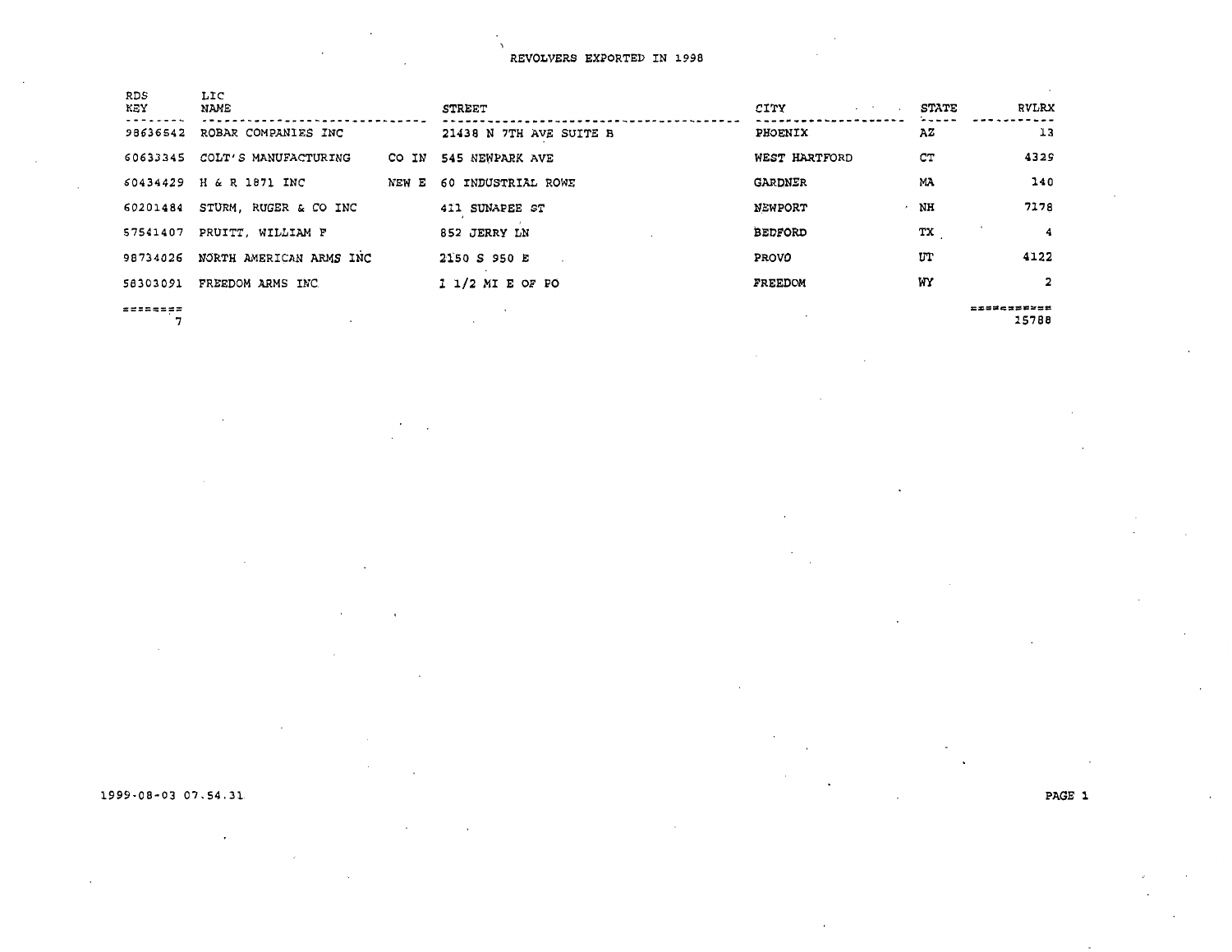# REVOLVERS EXPORTED IN 1998

| RDS KEY | LIC NAME | STREET | CITY | STATE | RVLRX |
|---|---|---|---|---|---|
| 98636542 | ROBAR COMPANIES INC | 21438 N 7TH AVE SUITE B | PHOENIX | AZ | 13 |
| 60633345 | COLT'S MANUFACTURING CO IN | 545 NEWPARK AVE | WEST HARTFORD | CT | 4329 |
| 60434429 | H & R 1871 INC NEW E | 60 INDUSTRIAL ROWE | GARDNER | MA | 140 |
| 60201484 | STURM, RUGER & CO INC | 411 SUNAPEE ST | NEWPORT | NH | 7178 |
| 57541407 | PRUITT, WILLIAM F | 852 JERRY LN | BEDFORD | TX | 4 |
| 98734026 | NORTH AMERICAN ARMS INC | 2150 S 950 E | PROVO | UT | 4122 |
| 58303091 | FREEDOM ARMS INC | 1 1/2 MI E OF PO | FREEDOM | WY | 2 |
| 7 | | | | | 15788 |

1999-08-03 07.54.31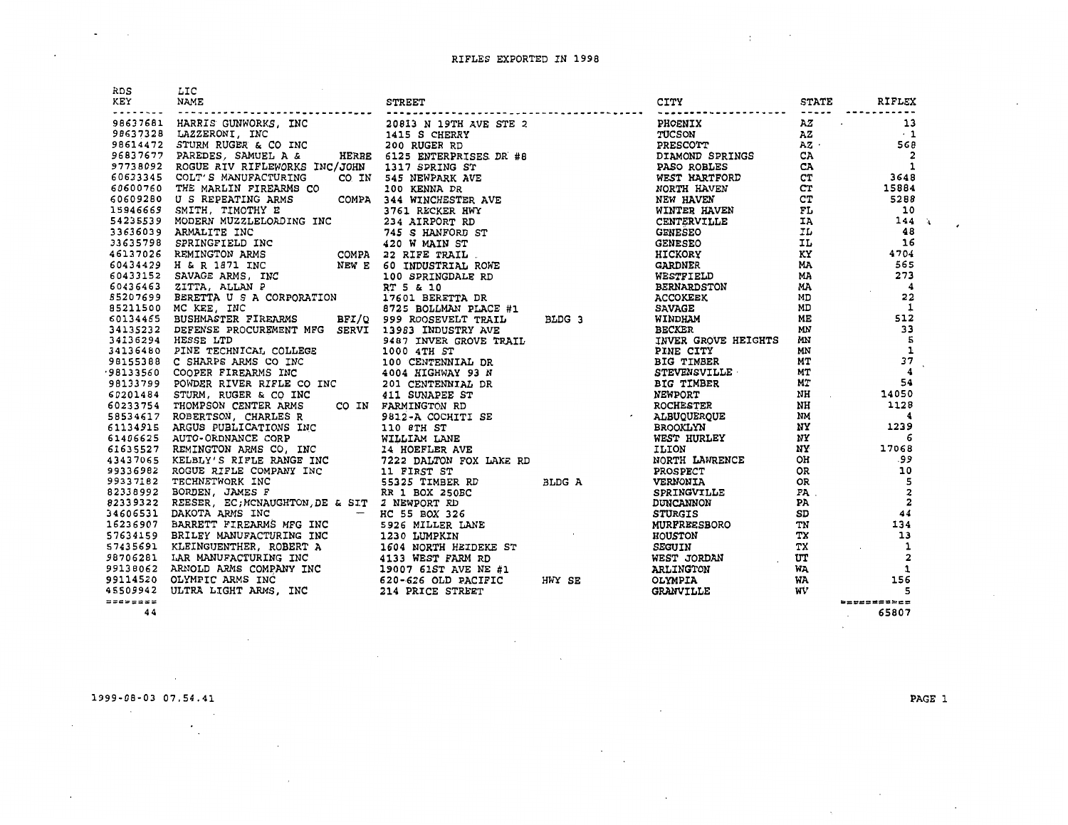# RIFLES EXPORTED IN 1998

| RDS KEY | LIC NAME | STREET | | CITY | STATE | RIFLEX |
|---|---|---|---|---|---|---|
| 98637681 | HARRIS GUNWORKS, INC | 20813 N 19TH AVE STE 2 | | PHOENIX | AZ | 13 |
| 98637328 | LAZZERONI, INC | 1415 S CHERRY | | TUCSON | AZ | 1 |
| 98614472 | STURM RUGER & CO INC | 200 RUGER RD | | PRESCOTT | AZ | 568 |
| 96837677 | PAREDES, SAMUEL A & HERBE | 6125 ENTERPRISES DR #8 | | DIAMOND SPRINGS | CA | 2 |
| 97738092 | ROGUE RIV RIFLEWORKS INC/JOHN | 1317 SPRING ST | | PASO ROBLES | CA | 1 |
| 60633345 | COLT'S MANUFACTURING CO IN | 545 NEWPARK AVE | | WEST HARTFORD | CT | 3648 |
| 60600760 | THE MARLIN FIREARMS CO | 100 KENNA DR | | NORTH HAVEN | CT | 15884 |
| 60609280 | U S REPEATING ARMS COMPA | 344 WINCHESTER AVE | | NEW HAVEN | CT | 5288 |
| 15946669 | SMITH, TIMOTHY E | 3761 RECKER HWY | | WINTER HAVEN | FL | 10 |
| 54235539 | MODERN MUZZLELOADING INC | 234 AIRPORT RD | | CENTERVILLE | IA | 144 |
| 33636039 | ARMALITE INC | 745 S HANFORD ST | | GENESEO | IL | 48 |
| 33635798 | SPRINGFIELD INC | 420 W MAIN ST | | GENESEO | IL | 16 |
| 46137026 | REMINGTON ARMS COMPA | 22 RIFE TRAIL | | HICKORY | KY | 4704 |
| 60434429 | H & R 1871 INC NEW E | 60 INDUSTRIAL ROWE | | GARDNER | MA | 565 |
| 60433152 | SAVAGE ARMS, INC | 100 SPRINGDALE RD | | WESTFIELD | MA | 273 |
| 60436463 | ZITTA, ALLAN P | RT 5 & 10 | | BERNARDSTON | MA | 4 |
| 85207699 | BERETTA U S A CORPORATION | 17601 BERETTA DR | | ACCOKEEK | MD | 22 |
| 85211500 | MC KEE, INC | 8725 BOLLMAN PLACE #1 | | SAVAGE | MD | 1 |
| 60134465 | BUSHMASTER FIREARMS BFI/Q | 999 ROOSEVELT TRAIL | BLDG 3 | WINDHAM | ME | 512 |
| 34135232 | DEFENSE PROCUREMENT MFG SERVI | 13983 INDUSTRY AVE | | BECKER | MN | 33 |
| 34136294 | HESSE LTD | 9487 INVER GROVE TRAIL | | INVER GROVE HEIGHTS | MN | 5 |
| 34136480 | PINE TECHNICAL COLLEGE | 1000 4TH ST | | PINE CITY | MN | 1 |
| 98155388 | C SHARPS ARMS CO INC | 100 CENTENNIAL DR | | BIG TIMBER | MT | 37 |
| 98133560 | COOPER FIREARMS INC | 4004 HIGHWAY 93 N | | STEVENSVILLE | MT | 4 |
| 98133799 | POWDER RIVER RIFLE CO INC | 201 CENTENNIAL DR | | BIG TIMBER | MT | 54 |
| 60201484 | STURM, RUGER & CO INC | 411 SUNAPEE ST | | NEWPORT | NH | 14050 |
| 60233754 | THOMPSON CENTER ARMS CO IN | FARMINGTON RD | | ROCHESTER | NH | 1128 |
| 58534617 | ROBERTSON, CHARLES R | 9812-A COCHITI SE | | ALBUQUERQUE | NM | 4 |
| 61134915 | ARGUS PUBLICATIONS INC | 110 8TH ST | | BROOKLYN | NY | 1239 |
| 61406625 | AUTO-ORDNANCE CORP | WILLIAM LANE | | WEST HURLEY | NY | 6 |
| 61635527 | REMINGTON ARMS CO, INC | 14 HOEFLER AVE | | ILION | NY | 17068 |
| 43437065 | KELBLY'S RIFLE RANGE INC | 7222 DALTON FOX LAKE RD | | NORTH LAWRENCE | OH | 99 |
| 99336982 | ROGUE RIFLE COMPANY INC | 11 FIRST ST | | PROSPECT | OR | 10 |
| 99337182 | TECHNETWORK INC | 55325 TIMBER RD | BLDG A | VERNONIA | OR | 5 |
| 82338992 | BORDEN, JAMES F | RR 1 BOX 250BC | | SPRINGVILLE | PA | 2 |
| 82339322 | REESER, EC;MCNAUGHTON,DE & SIT | 2 NEWPORT RD | | DUNCANNON | PA | 2 |
| 34606531 | DAKOTA ARMS INC | HC 55 BOX 326 | | STURGIS | SD | 44 |
| 16236907 | BARRETT FIREARMS MFG INC | 5926 MILLER LANE | | MURFREESBORO | TN | 134 |
| 57634159 | BRILEY MANUFACTURING INC | 1230 LUMPKIN | | HOUSTON | TX | 13 |
| 57435691 | KLEINGUENTHER, ROBERT A | 1604 NORTH HEIDEKE ST | | SEGUIN | TX | 1 |
| 98706281 | LAR MANUFACTURING INC | 4133 WEST FARM RD | | WEST JORDAN | UT | 2 |
| 99138062 | ARNOLD ARMS COMPANY INC | 19007 61ST AVE NE #1 | | ARLINGTON | WA | 1 |
| 99114520 | OLYMPIC ARMS INC | 620-626 OLD PACIFIC | HWY SE | OLYMPIA | WA | 156 |
| 45509942 | ULTRA LIGHT ARMS, INC | 214 PRICE STREET | | GRANVILLE | WV | 5 |
| 44 | | | | | | 65807 |

1999-08-03 07.54.41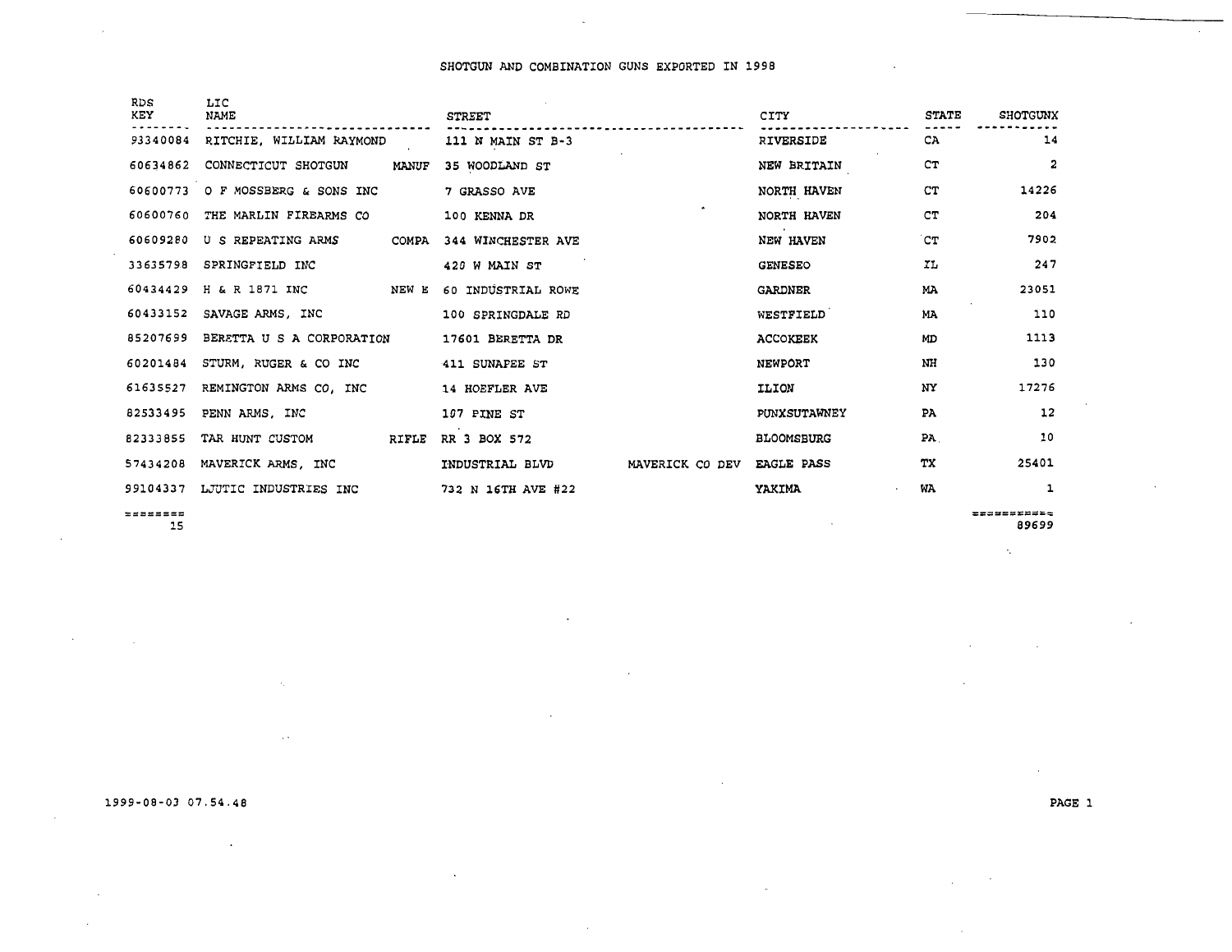# SHOTGUN AND COMBINATION GUNS EXPORTED IN 1998

| RDS KEY | LIC NAME | | STREET | | CITY | STATE | SHOTGUNX |
|---|---|---|---|---|---|---|---|
| 93340084 | RITCHIE, WILLIAM RAYMOND | | 111 N MAIN ST B-3 | | RIVERSIDE | CA | 14 |
| 60634862 | CONNECTICUT SHOTGUN | MANUF | 35 WOODLAND ST | | NEW BRITAIN | CT | 2 |
| 60600773 | O F MOSSBERG & SONS INC | | 7 GRASSO AVE | | NORTH HAVEN | CT | 14226 |
| 60600760 | THE MARLIN FIREARMS CO | | 100 KENNA DR | | NORTH HAVEN | CT | 204 |
| 60609280 | U S REPEATING ARMS | COMPA | 344 WINCHESTER AVE | | NEW HAVEN | CT | 7902 |
| 33635798 | SPRINGFIELD INC | | 420 W MAIN ST | | GENESEO | IL | 247 |
| 60434429 | H & R 1871 INC | NEW E | 60 INDUSTRIAL ROWE | | GARDNER | MA | 23051 |
| 60433152 | SAVAGE ARMS, INC | | 100 SPRINGDALE RD | | WESTFIELD | MA | 110 |
| 85207699 | BERETTA U S A CORPORATION | | 17601 BERETTA DR | | ACCOKEEK | MD | 1113 |
| 60201484 | STURM, RUGER & CO INC | | 411 SUNAPEE ST | | NEWPORT | NH | 130 |
| 61635527 | REMINGTON ARMS CO, INC | | 14 HOEFLER AVE | | ILION | NY | 17276 |
| 82533495 | PENN ARMS, INC | | 107 PINE ST | | PUNXSUTAWNEY | PA | 12 |
| 82333855 | TAR HUNT CUSTOM | RIFLE | RR 3 BOX 572 | | BLOOMSBURG | PA | 10 |
| 57434208 | MAVERICK ARMS, INC | | INDUSTRIAL BLVD | MAVERICK CO DEV | EAGLE PASS | TX | 25401 |
| 99104337 | LJUTIC INDUSTRIES INC | | 732 N 16TH AVE #22 | | YAKIMA | WA | 1 |
| ======== | | | | | | | =========== |
| 15 | | | | | | | 89699 |

1999-08-03 07.54.48